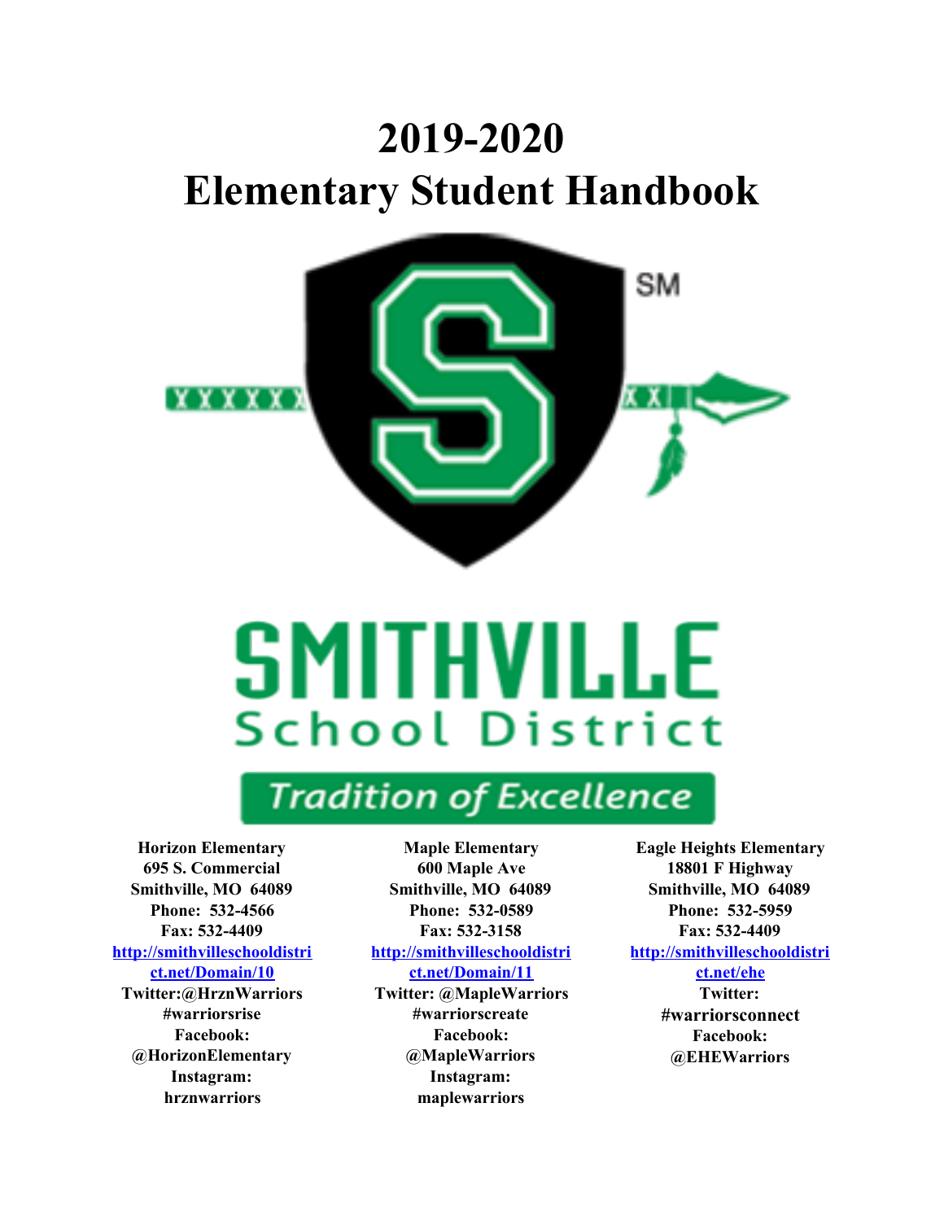# 2019-2020
# Elementary Student Handbook

SMITHVILLE
School District

*Tradition of Excellence*

**Horizon Elementary**
**695 S. Commercial**
**Smithville, MO 64089**
**Phone: 532-4566**
**Fax: 532-4409**
**http://smithvilleschooldistrict.net/Domain/10**
**Twitter:@HrznWarriors**
**#warriorsrise**
**Facebook:**
**@HorizonElementary**
**Instagram:**
**hrznwarriors**

**Maple Elementary**
**600 Maple Ave**
**Smithville, MO 64089**
**Phone: 532-0589**
**Fax: 532-3158**
**http://smithvilleschooldistrict.net/Domain/11**
**Twitter: @MapleWarriors**
**#warriorscreate**
**Facebook:**
**@MapleWarriors**
**Instagram:**
**maplewarriors**

**Eagle Heights Elementary**
**18801 F Highway**
**Smithville, MO 64089**
**Phone: 532-5959**
**Fax: 532-4409**
**http://smithvilleschooldistrict.net/ehe**
**Twitter:**
**#warriorsconnect**
**Facebook:**
**@EHEWarriors**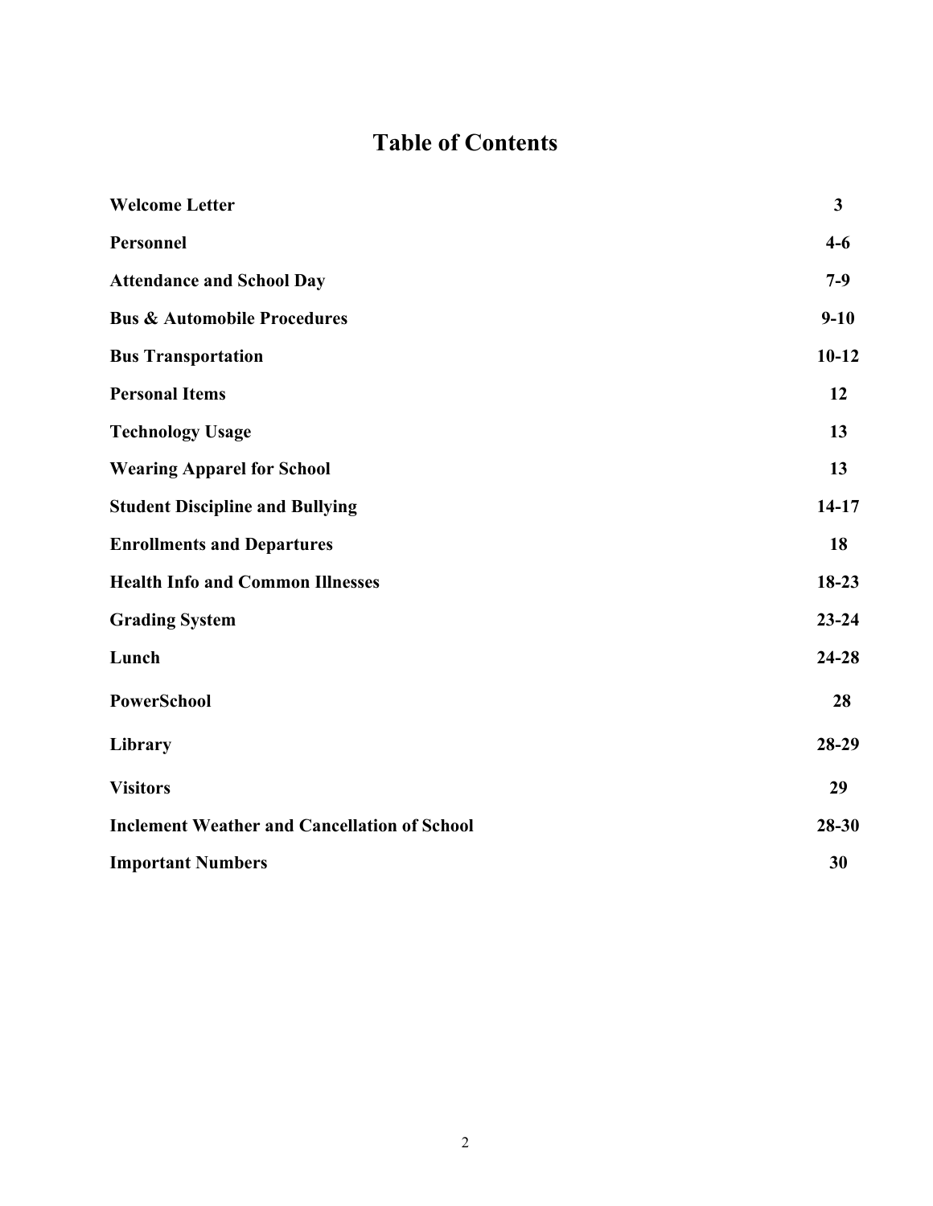# Table of Contents

| | |
|---|---|
| **Welcome Letter** | **3** |
| **Personnel** | **4-6** |
| **Attendance and School Day** | **7-9** |
| **Bus & Automobile Procedures** | **9-10** |
| **Bus Transportation** | **10-12** |
| **Personal Items** | **12** |
| **Technology Usage** | **13** |
| **Wearing Apparel for School** | **13** |
| **Student Discipline and Bullying** | **14-17** |
| **Enrollments and Departures** | **18** |
| **Health Info and Common Illnesses** | **18-23** |
| **Grading System** | **23-24** |
| **Lunch** | **24-28** |
| **PowerSchool** | **28** |
| **Library** | **28-29** |
| **Visitors** | **29** |
| **Inclement Weather and Cancellation of School** | **28-30** |
| **Important Numbers** | **30** |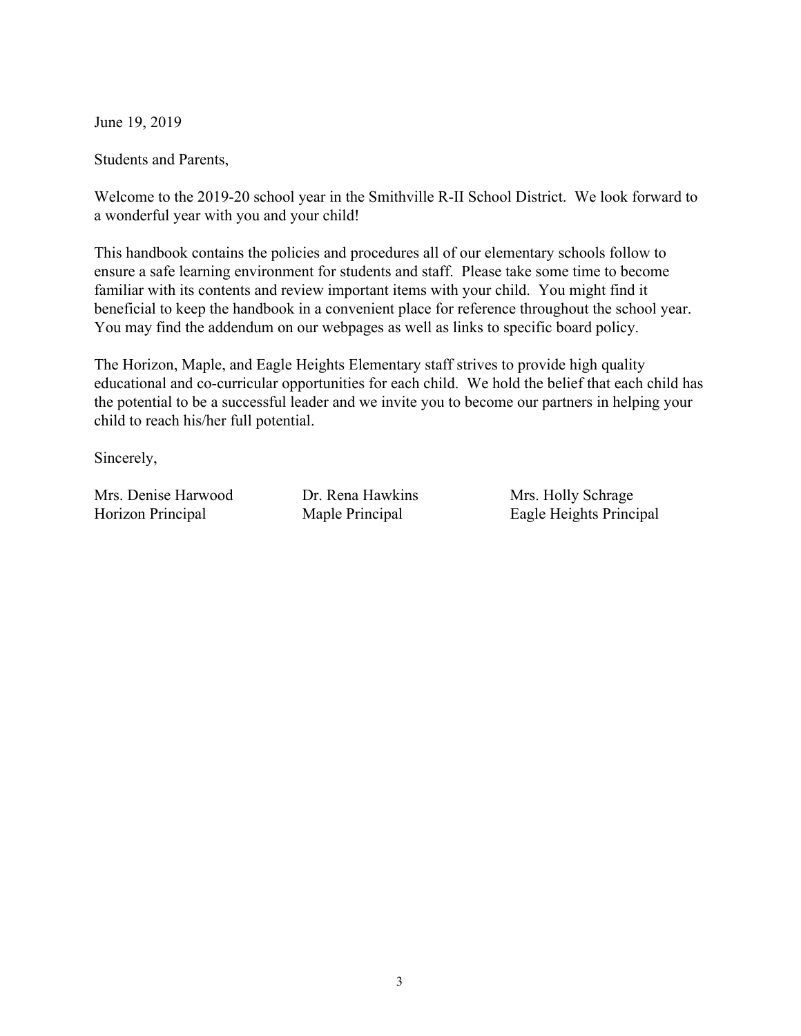June 19, 2019

Students and Parents,

Welcome to the 2019-20 school year in the Smithville R-II School District. We look forward to a wonderful year with you and your child!

This handbook contains the policies and procedures all of our elementary schools follow to ensure a safe learning environment for students and staff. Please take some time to become familiar with its contents and review important items with your child. You might find it beneficial to keep the handbook in a convenient place for reference throughout the school year. You may find the addendum on our webpages as well as links to specific board policy.

The Horizon, Maple, and Eagle Heights Elementary staff strives to provide high quality educational and co-curricular opportunities for each child. We hold the belief that each child has the potential to be a successful leader and we invite you to become our partners in helping your child to reach his/her full potential.

Sincerely,

Mrs. Denise Harwood
Horizon Principal

Dr. Rena Hawkins
Maple Principal

Mrs. Holly Schrage
Eagle Heights Principal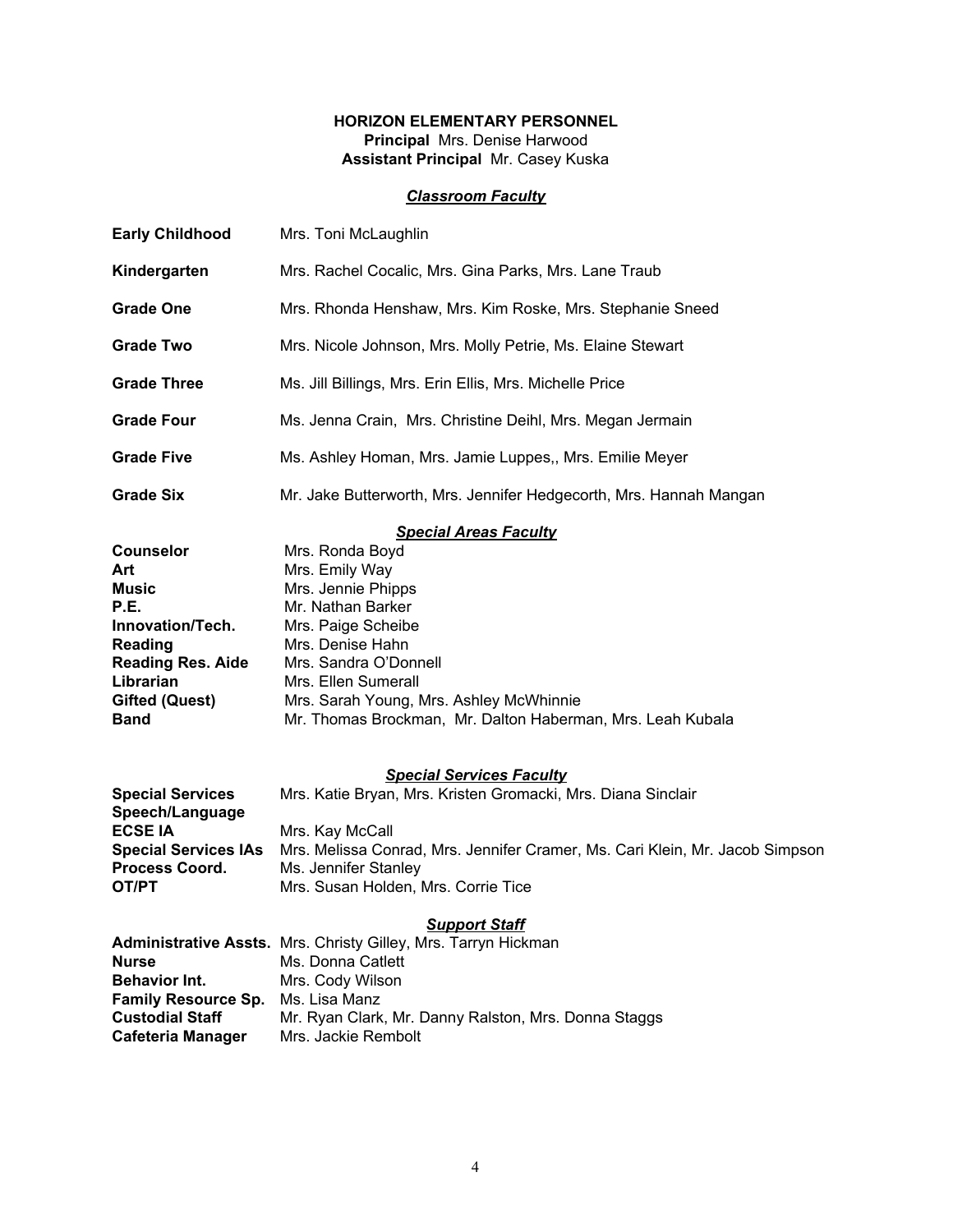# HORIZON ELEMENTARY PERSONNEL

**Principal** Mrs. Denise Harwood
**Assistant Principal** Mr. Casey Kuska

## *Classroom Faculty*

**Early Childhood** Mrs. Toni McLaughlin

**Kindergarten** Mrs. Rachel Cocalic, Mrs. Gina Parks, Mrs. Lane Traub

**Grade One** Mrs. Rhonda Henshaw, Mrs. Kim Roske, Mrs. Stephanie Sneed

**Grade Two** Mrs. Nicole Johnson, Mrs. Molly Petrie, Ms. Elaine Stewart

**Grade Three** Ms. Jill Billings, Mrs. Erin Ellis, Mrs. Michelle Price

**Grade Four** Ms. Jenna Crain, Mrs. Christine Deihl, Mrs. Megan Jermain

**Grade Five** Ms. Ashley Homan, Mrs. Jamie Luppes,, Mrs. Emilie Meyer

**Grade Six** Mr. Jake Butterworth, Mrs. Jennifer Hedgecorth, Mrs. Hannah Mangan

## *Special Areas Faculty*

**Counselor** Mrs. Ronda Boyd
**Art** Mrs. Emily Way
**Music** Mrs. Jennie Phipps
**P.E.** Mr. Nathan Barker
**Innovation/Tech.** Mrs. Paige Scheibe
**Reading** Mrs. Denise Hahn
**Reading Res. Aide** Mrs. Sandra O'Donnell
**Librarian** Mrs. Ellen Sumerall
**Gifted (Quest)** Mrs. Sarah Young, Mrs. Ashley McWhinnie
**Band** Mr. Thomas Brockman, Mr. Dalton Haberman, Mrs. Leah Kubala

## *Special Services Faculty*

**Special Services** Mrs. Katie Bryan, Mrs. Kristen Gromacki, Mrs. Diana Sinclair
**Speech/Language**
**ECSE IA** Mrs. Kay McCall
**Special Services IAs** Mrs. Melissa Conrad, Mrs. Jennifer Cramer, Ms. Cari Klein, Mr. Jacob Simpson
**Process Coord.** Ms. Jennifer Stanley
**OT/PT** Mrs. Susan Holden, Mrs. Corrie Tice

## *Support Staff*

**Administrative Assts.** Mrs. Christy Gilley, Mrs. Tarryn Hickman
**Nurse** Ms. Donna Catlett
**Behavior Int.** Mrs. Cody Wilson
**Family Resource Sp.** Ms. Lisa Manz
**Custodial Staff** Mr. Ryan Clark, Mr. Danny Ralston, Mrs. Donna Staggs
**Cafeteria Manager** Mrs. Jackie Rembolt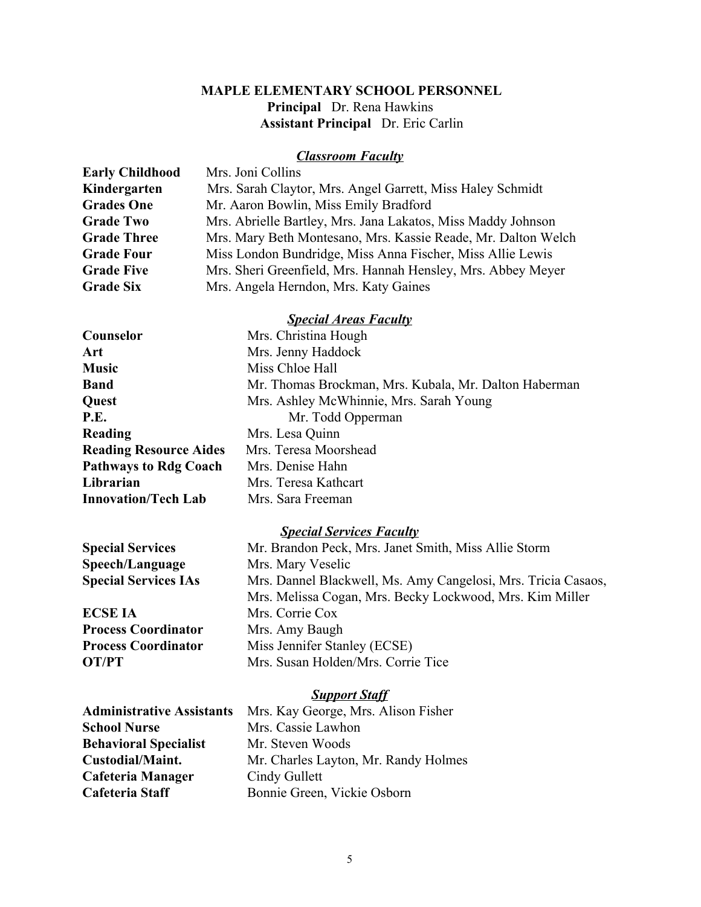# MAPLE ELEMENTARY SCHOOL PERSONNEL

**Principal** Dr. Rena Hawkins

**Assistant Principal** Dr. Eric Carlin

## ***Classroom Faculty***

| | |
|---|---|
| **Early Childhood** | Mrs. Joni Collins |
| **Kindergarten** | Mrs. Sarah Claytor, Mrs. Angel Garrett, Miss Haley Schmidt |
| **Grades One** | Mr. Aaron Bowlin, Miss Emily Bradford |
| **Grade Two** | Mrs. Abrielle Bartley, Mrs. Jana Lakatos, Miss Maddy Johnson |
| **Grade Three** | Mrs. Mary Beth Montesano, Mrs. Kassie Reade, Mr. Dalton Welch |
| **Grade Four** | Miss London Bundridge, Miss Anna Fischer, Miss Allie Lewis |
| **Grade Five** | Mrs. Sheri Greenfield, Mrs. Hannah Hensley, Mrs. Abbey Meyer |
| **Grade Six** | Mrs. Angela Herndon, Mrs. Katy Gaines |

## ***Special Areas Faculty***

| | |
|---|---|
| **Counselor** | Mrs. Christina Hough |
| **Art** | Mrs. Jenny Haddock |
| **Music** | Miss Chloe Hall |
| **Band** | Mr. Thomas Brockman, Mrs. Kubala, Mr. Dalton Haberman |
| **Quest** | Mrs. Ashley McWhinnie, Mrs. Sarah Young |
| **P.E.** | Mr. Todd Opperman |
| **Reading** | Mrs. Lesa Quinn |
| **Reading Resource Aides** | Mrs. Teresa Moorshead |
| **Pathways to Rdg Coach** | Mrs. Denise Hahn |
| **Librarian** | Mrs. Teresa Kathcart |
| **Innovation/Tech Lab** | Mrs. Sara Freeman |

## ***Special Services Faculty***

| | |
|---|---|
| **Special Services** | Mr. Brandon Peck, Mrs. Janet Smith, Miss Allie Storm |
| **Speech/Language** | Mrs. Mary Veselic |
| **Special Services IAs** | Mrs. Dannel Blackwell, Ms. Amy Cangelosi, Mrs. Tricia Casaos, Mrs. Melissa Cogan, Mrs. Becky Lockwood, Mrs. Kim Miller |
| **ECSE IA** | Mrs. Corrie Cox |
| **Process Coordinator** | Mrs. Amy Baugh |
| **Process Coordinator** | Miss Jennifer Stanley (ECSE) |
| **OT/PT** | Mrs. Susan Holden/Mrs. Corrie Tice |

## ***Support Staff***

| | |
|---|---|
| **Administrative Assistants** | Mrs. Kay George, Mrs. Alison Fisher |
| **School Nurse** | Mrs. Cassie Lawhon |
| **Behavioral Specialist** | Mr. Steven Woods |
| **Custodial/Maint.** | Mr. Charles Layton, Mr. Randy Holmes |
| **Cafeteria Manager** | Cindy Gullett |
| **Cafeteria Staff** | Bonnie Green, Vickie Osborn |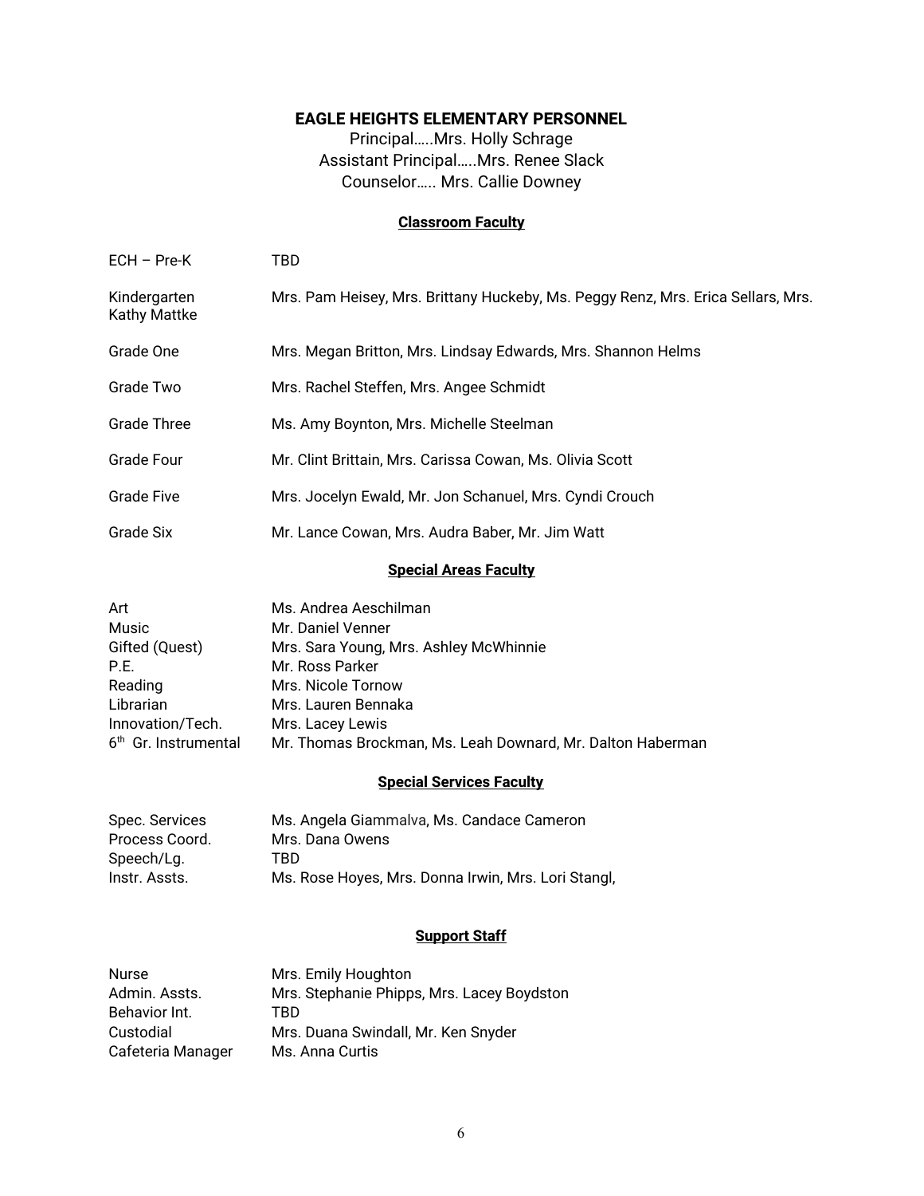## EAGLE HEIGHTS ELEMENTARY PERSONNEL

Principal…..Mrs. Holly Schrage
Assistant Principal…..Mrs. Renee Slack
Counselor….. Mrs. Callie Downey

### Classroom Faculty

| | |
|---|---|
| ECH – Pre-K | TBD |
| Kindergarten | Mrs. Pam Heisey, Mrs. Brittany Huckeby, Ms. Peggy Renz, Mrs. Erica Sellars, Mrs. Kathy Mattke |
| Grade One | Mrs. Megan Britton, Mrs. Lindsay Edwards, Mrs. Shannon Helms |
| Grade Two | Mrs. Rachel Steffen, Mrs. Angee Schmidt |
| Grade Three | Ms. Amy Boynton, Mrs. Michelle Steelman |
| Grade Four | Mr. Clint Brittain, Mrs. Carissa Cowan, Ms. Olivia Scott |
| Grade Five | Mrs. Jocelyn Ewald, Mr. Jon Schanuel, Mrs. Cyndi Crouch |
| Grade Six | Mr. Lance Cowan, Mrs. Audra Baber, Mr. Jim Watt |

### Special Areas Faculty

| | |
|---|---|
| Art | Ms. Andrea Aeschilman |
| Music | Mr. Daniel Venner |
| Gifted (Quest) | Mrs. Sara Young, Mrs. Ashley McWhinnie |
| P.E. | Mr. Ross Parker |
| Reading | Mrs. Nicole Tornow |
| Librarian | Mrs. Lauren Bennaka |
| Innovation/Tech. | Mrs. Lacey Lewis |
| 6th Gr. Instrumental | Mr. Thomas Brockman, Ms. Leah Downard, Mr. Dalton Haberman |

### Special Services Faculty

| | |
|---|---|
| Spec. Services | Ms. Angela Giammalva, Ms. Candace Cameron |
| Process Coord. | Mrs. Dana Owens |
| Speech/Lg. | TBD |
| Instr. Assts. | Ms. Rose Hoyes, Mrs. Donna Irwin, Mrs. Lori Stangl, |

### Support Staff

| | |
|---|---|
| Nurse | Mrs. Emily Houghton |
| Admin. Assts. | Mrs. Stephanie Phipps, Mrs. Lacey Boydston |
| Behavior Int. | TBD |
| Custodial | Mrs. Duana Swindall, Mr. Ken Snyder |
| Cafeteria Manager | Ms. Anna Curtis |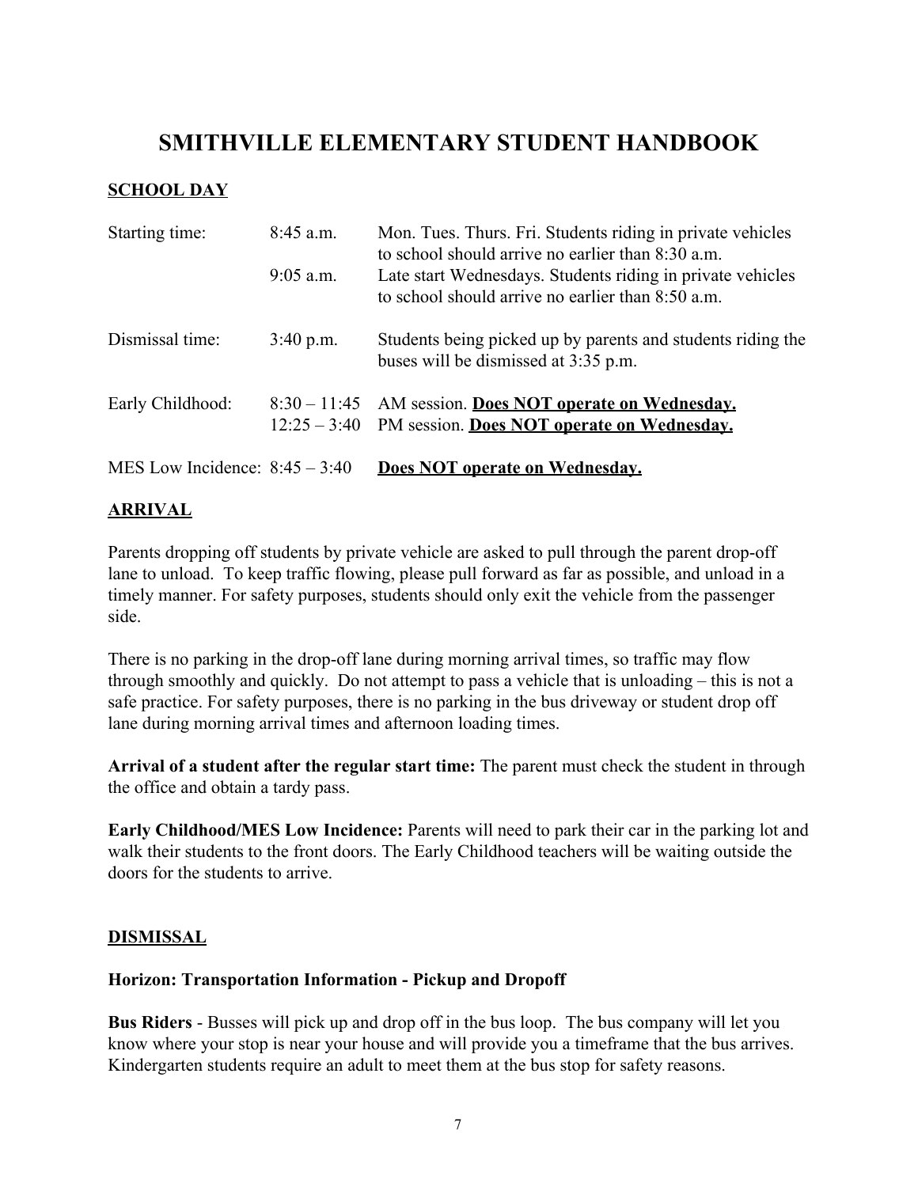# SMITHVILLE ELEMENTARY STUDENT HANDBOOK

## SCHOOL DAY

| | | |
|---|---|---|
| Starting time: | 8:45 a.m. | Mon. Tues. Thurs. Fri. Students riding in private vehicles to school should arrive no earlier than 8:30 a.m. |
| | 9:05 a.m. | Late start Wednesdays. Students riding in private vehicles to school should arrive no earlier than 8:50 a.m. |
| Dismissal time: | 3:40 p.m. | Students being picked up by parents and students riding the buses will be dismissed at 3:35 p.m. |
| Early Childhood: | 8:30 – 11:45 | AM session. **Does NOT operate on Wednesday.** |
| | 12:25 – 3:40 | PM session. **Does NOT operate on Wednesday.** |
| MES Low Incidence: | 8:45 – 3:40 | **Does NOT operate on Wednesday.** |

## ARRIVAL

Parents dropping off students by private vehicle are asked to pull through the parent drop-off lane to unload. To keep traffic flowing, please pull forward as far as possible, and unload in a timely manner. For safety purposes, students should only exit the vehicle from the passenger side.

There is no parking in the drop-off lane during morning arrival times, so traffic may flow through smoothly and quickly. Do not attempt to pass a vehicle that is unloading – this is not a safe practice. For safety purposes, there is no parking in the bus driveway or student drop off lane during morning arrival times and afternoon loading times.

**Arrival of a student after the regular start time:** The parent must check the student in through the office and obtain a tardy pass.

**Early Childhood/MES Low Incidence:** Parents will need to park their car in the parking lot and walk their students to the front doors. The Early Childhood teachers will be waiting outside the doors for the students to arrive.

## DISMISSAL

### Horizon: Transportation Information - Pickup and Dropoff

**Bus Riders** - Busses will pick up and drop off in the bus loop. The bus company will let you know where your stop is near your house and will provide you a timeframe that the bus arrives. Kindergarten students require an adult to meet them at the bus stop for safety reasons.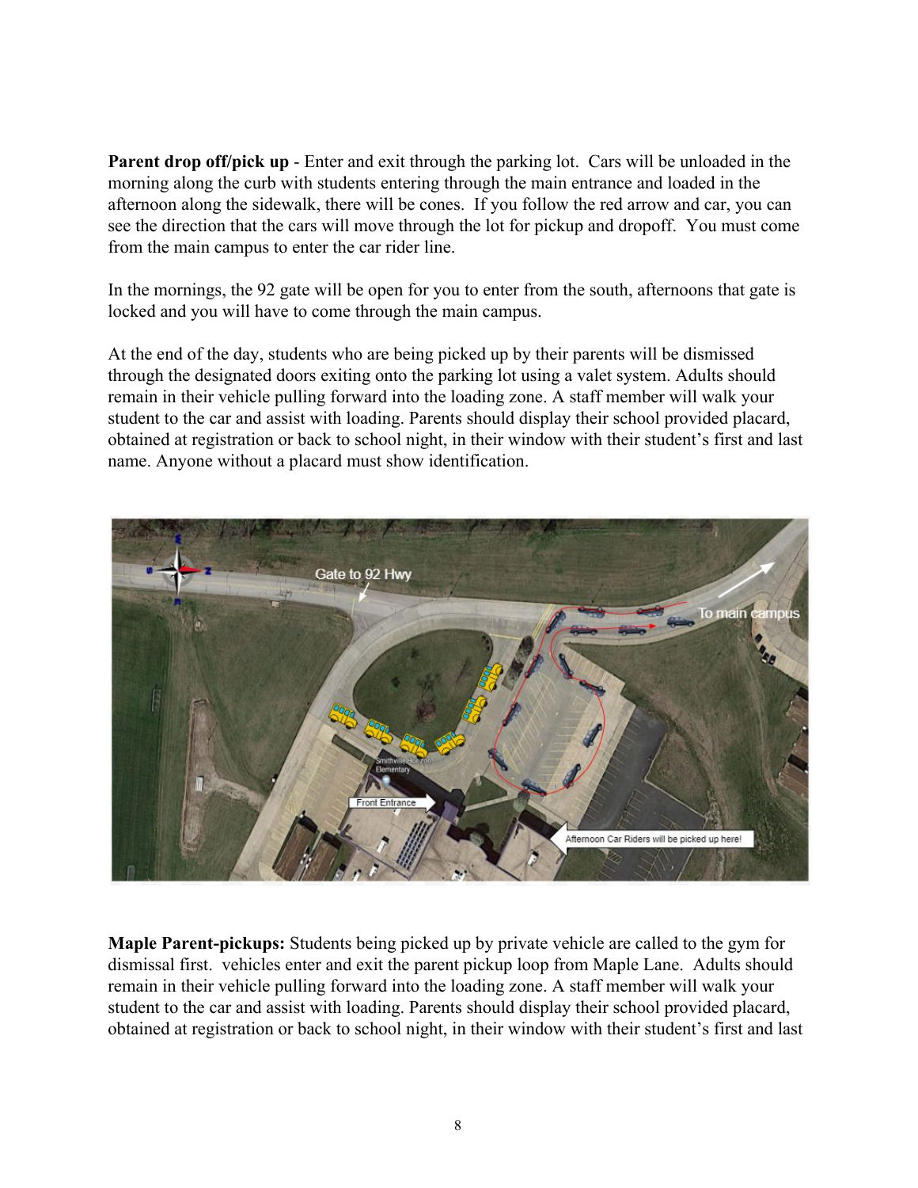**Parent drop off/pick up** - Enter and exit through the parking lot. Cars will be unloaded in the morning along the curb with students entering through the main entrance and loaded in the afternoon along the sidewalk, there will be cones. If you follow the red arrow and car, you can see the direction that the cars will move through the lot for pickup and dropoff. You must come from the main campus to enter the car rider line.

In the mornings, the 92 gate will be open for you to enter from the south, afternoons that gate is locked and you will have to come through the main campus.

At the end of the day, students who are being picked up by their parents will be dismissed through the designated doors exiting onto the parking lot using a valet system. Adults should remain in their vehicle pulling forward into the loading zone. A staff member will walk your student to the car and assist with loading. Parents should display their school provided placard, obtained at registration or back to school night, in their window with their student's first and last name. Anyone without a placard must show identification.

**Maple Parent-pickups:** Students being picked up by private vehicle are called to the gym for dismissal first. vehicles enter and exit the parent pickup loop from Maple Lane. Adults should remain in their vehicle pulling forward into the loading zone. A staff member will walk your student to the car and assist with loading. Parents should display their school provided placard, obtained at registration or back to school night, in their window with their student's first and last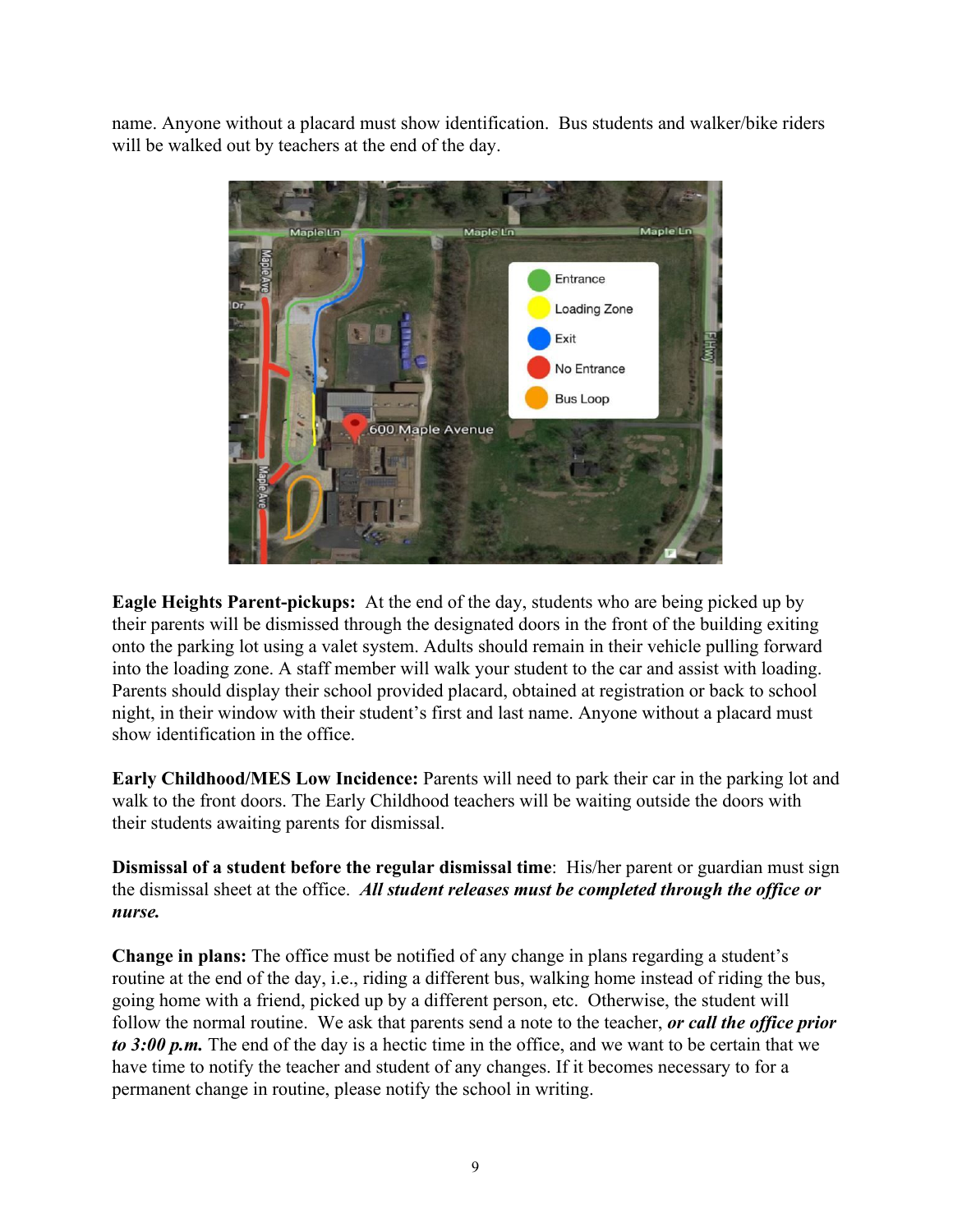name. Anyone without a placard must show identification. Bus students and walker/bike riders will be walked out by teachers at the end of the day.

**Eagle Heights Parent-pickups:** At the end of the day, students who are being picked up by their parents will be dismissed through the designated doors in the front of the building exiting onto the parking lot using a valet system. Adults should remain in their vehicle pulling forward into the loading zone. A staff member will walk your student to the car and assist with loading. Parents should display their school provided placard, obtained at registration or back to school night, in their window with their student's first and last name. Anyone without a placard must show identification in the office.

**Early Childhood/MES Low Incidence:** Parents will need to park their car in the parking lot and walk to the front doors. The Early Childhood teachers will be waiting outside the doors with their students awaiting parents for dismissal.

**Dismissal of a student before the regular dismissal time**: His/her parent or guardian must sign the dismissal sheet at the office. ***All student releases must be completed through the office or nurse.***

**Change in plans:** The office must be notified of any change in plans regarding a student's routine at the end of the day, i.e., riding a different bus, walking home instead of riding the bus, going home with a friend, picked up by a different person, etc. Otherwise, the student will follow the normal routine. We ask that parents send a note to the teacher, ***or call the office prior to 3:00 p.m.*** The end of the day is a hectic time in the office, and we want to be certain that we have time to notify the teacher and student of any changes. If it becomes necessary to for a permanent change in routine, please notify the school in writing.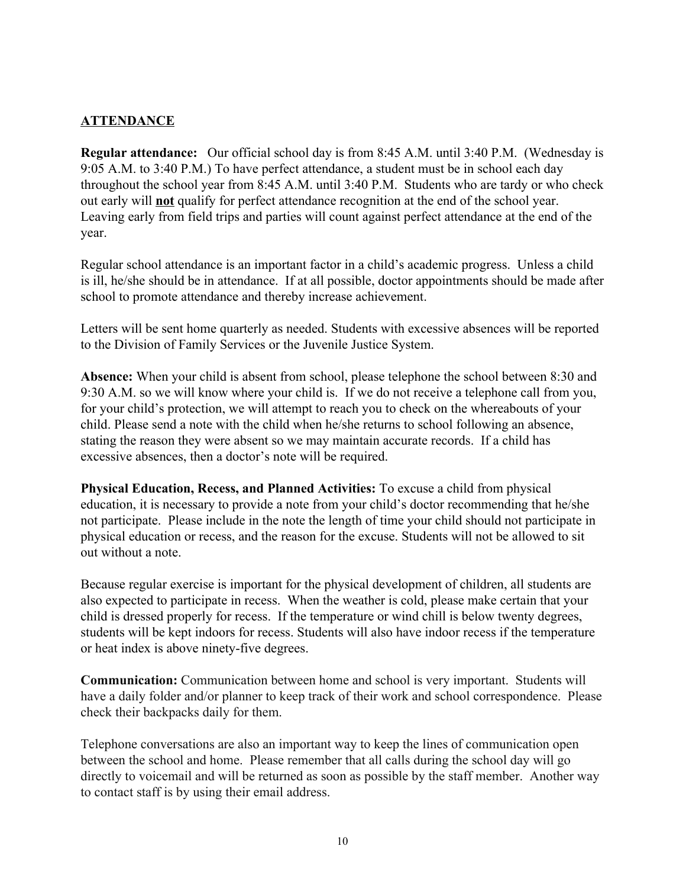## ATTENDANCE

**Regular attendance:** Our official school day is from 8:45 A.M. until 3:40 P.M. (Wednesday is 9:05 A.M. to 3:40 P.M.) To have perfect attendance, a student must be in school each day throughout the school year from 8:45 A.M. until 3:40 P.M. Students who are tardy or who check out early will **not** qualify for perfect attendance recognition at the end of the school year. Leaving early from field trips and parties will count against perfect attendance at the end of the year.

Regular school attendance is an important factor in a child's academic progress. Unless a child is ill, he/she should be in attendance. If at all possible, doctor appointments should be made after school to promote attendance and thereby increase achievement.

Letters will be sent home quarterly as needed. Students with excessive absences will be reported to the Division of Family Services or the Juvenile Justice System.

**Absence:** When your child is absent from school, please telephone the school between 8:30 and 9:30 A.M. so we will know where your child is. If we do not receive a telephone call from you, for your child's protection, we will attempt to reach you to check on the whereabouts of your child. Please send a note with the child when he/she returns to school following an absence, stating the reason they were absent so we may maintain accurate records. If a child has excessive absences, then a doctor's note will be required.

**Physical Education, Recess, and Planned Activities:** To excuse a child from physical education, it is necessary to provide a note from your child's doctor recommending that he/she not participate. Please include in the note the length of time your child should not participate in physical education or recess, and the reason for the excuse. Students will not be allowed to sit out without a note.

Because regular exercise is important for the physical development of children, all students are also expected to participate in recess. When the weather is cold, please make certain that your child is dressed properly for recess. If the temperature or wind chill is below twenty degrees, students will be kept indoors for recess. Students will also have indoor recess if the temperature or heat index is above ninety-five degrees.

**Communication:** Communication between home and school is very important. Students will have a daily folder and/or planner to keep track of their work and school correspondence. Please check their backpacks daily for them.

Telephone conversations are also an important way to keep the lines of communication open between the school and home. Please remember that all calls during the school day will go directly to voicemail and will be returned as soon as possible by the staff member. Another way to contact staff is by using their email address.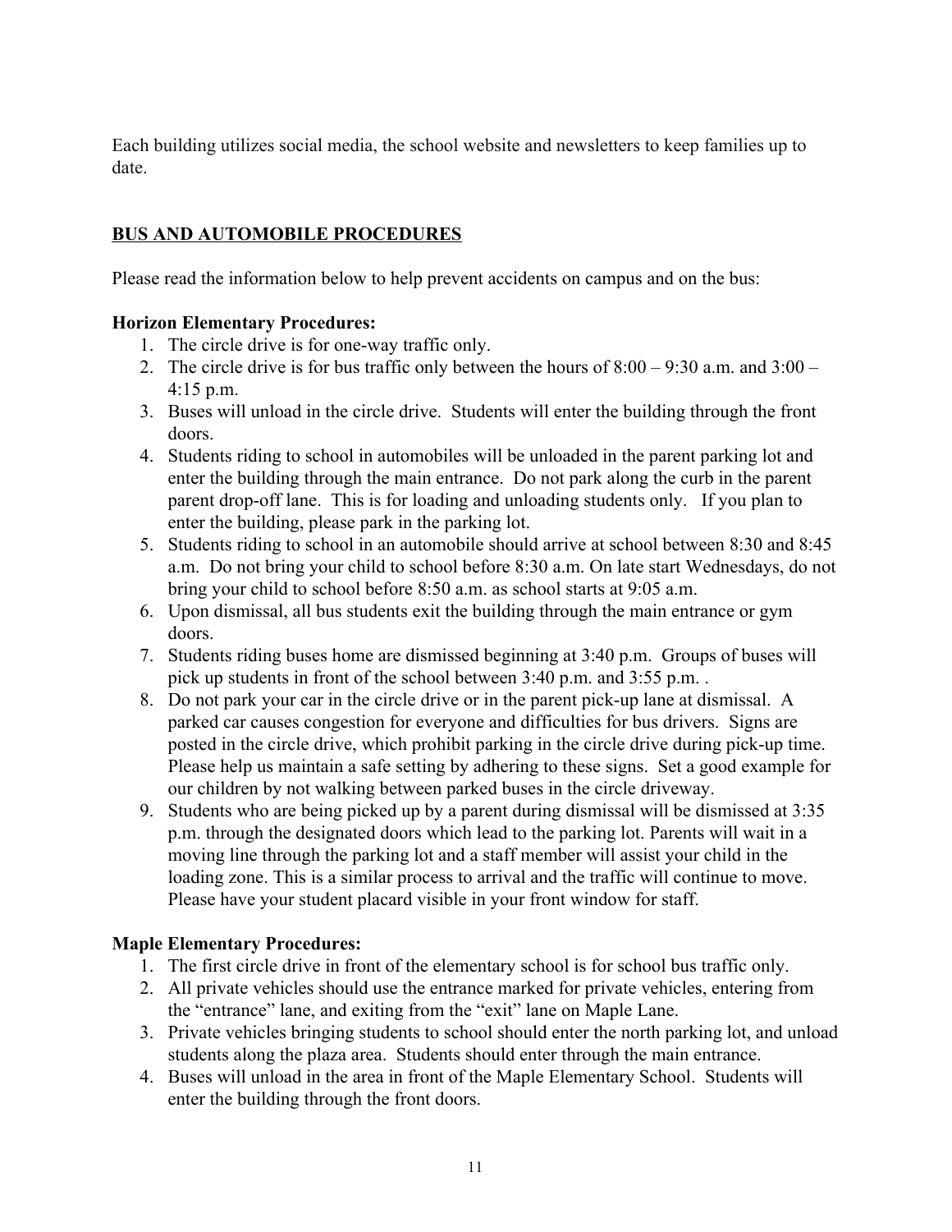Each building utilizes social media, the school website and newsletters to keep families up to date.

## BUS AND AUTOMOBILE PROCEDURES

Please read the information below to help prevent accidents on campus and on the bus:

**Horizon Elementary Procedures:**

1. The circle drive is for one-way traffic only.
2. The circle drive is for bus traffic only between the hours of 8:00 – 9:30 a.m. and 3:00 – 4:15 p.m.
3. Buses will unload in the circle drive. Students will enter the building through the front doors.
4. Students riding to school in automobiles will be unloaded in the parent parking lot and enter the building through the main entrance. Do not park along the curb in the parent parent drop-off lane. This is for loading and unloading students only. If you plan to enter the building, please park in the parking lot.
5. Students riding to school in an automobile should arrive at school between 8:30 and 8:45 a.m. Do not bring your child to school before 8:30 a.m. On late start Wednesdays, do not bring your child to school before 8:50 a.m. as school starts at 9:05 a.m.
6. Upon dismissal, all bus students exit the building through the main entrance or gym doors.
7. Students riding buses home are dismissed beginning at 3:40 p.m. Groups of buses will pick up students in front of the school between 3:40 p.m. and 3:55 p.m. .
8. Do not park your car in the circle drive or in the parent pick-up lane at dismissal. A parked car causes congestion for everyone and difficulties for bus drivers. Signs are posted in the circle drive, which prohibit parking in the circle drive during pick-up time. Please help us maintain a safe setting by adhering to these signs. Set a good example for our children by not walking between parked buses in the circle driveway.
9. Students who are being picked up by a parent during dismissal will be dismissed at 3:35 p.m. through the designated doors which lead to the parking lot. Parents will wait in a moving line through the parking lot and a staff member will assist your child in the loading zone. This is a similar process to arrival and the traffic will continue to move. Please have your student placard visible in your front window for staff.

**Maple Elementary Procedures:**

1. The first circle drive in front of the elementary school is for school bus traffic only.
2. All private vehicles should use the entrance marked for private vehicles, entering from the "entrance" lane, and exiting from the "exit" lane on Maple Lane.
3. Private vehicles bringing students to school should enter the north parking lot, and unload students along the plaza area. Students should enter through the main entrance.
4. Buses will unload in the area in front of the Maple Elementary School. Students will enter the building through the front doors.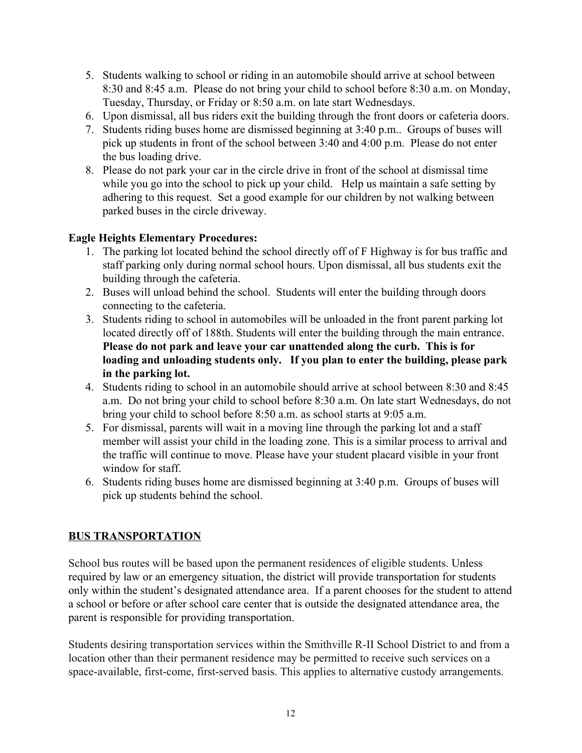5. Students walking to school or riding in an automobile should arrive at school between 8:30 and 8:45 a.m. Please do not bring your child to school before 8:30 a.m. on Monday, Tuesday, Thursday, or Friday or 8:50 a.m. on late start Wednesdays.
6. Upon dismissal, all bus riders exit the building through the front doors or cafeteria doors.
7. Students riding buses home are dismissed beginning at 3:40 p.m.. Groups of buses will pick up students in front of the school between 3:40 and 4:00 p.m. Please do not enter the bus loading drive.
8. Please do not park your car in the circle drive in front of the school at dismissal time while you go into the school to pick up your child. Help us maintain a safe setting by adhering to this request. Set a good example for our children by not walking between parked buses in the circle driveway.

**Eagle Heights Elementary Procedures:**

1. The parking lot located behind the school directly off of F Highway is for bus traffic and staff parking only during normal school hours. Upon dismissal, all bus students exit the building through the cafeteria.
2. Buses will unload behind the school. Students will enter the building through doors connecting to the cafeteria.
3. Students riding to school in automobiles will be unloaded in the front parent parking lot located directly off of 188th. Students will enter the building through the main entrance. **Please do not park and leave your car unattended along the curb. This is for loading and unloading students only. If you plan to enter the building, please park in the parking lot.**
4. Students riding to school in an automobile should arrive at school between 8:30 and 8:45 a.m. Do not bring your child to school before 8:30 a.m. On late start Wednesdays, do not bring your child to school before 8:50 a.m. as school starts at 9:05 a.m.
5. For dismissal, parents will wait in a moving line through the parking lot and a staff member will assist your child in the loading zone. This is a similar process to arrival and the traffic will continue to move. Please have your student placard visible in your front window for staff.
6. Students riding buses home are dismissed beginning at 3:40 p.m. Groups of buses will pick up students behind the school.

## BUS TRANSPORTATION

School bus routes will be based upon the permanent residences of eligible students. Unless required by law or an emergency situation, the district will provide transportation for students only within the student's designated attendance area. If a parent chooses for the student to attend a school or before or after school care center that is outside the designated attendance area, the parent is responsible for providing transportation.

Students desiring transportation services within the Smithville R-II School District to and from a location other than their permanent residence may be permitted to receive such services on a space-available, first-come, first-served basis. This applies to alternative custody arrangements.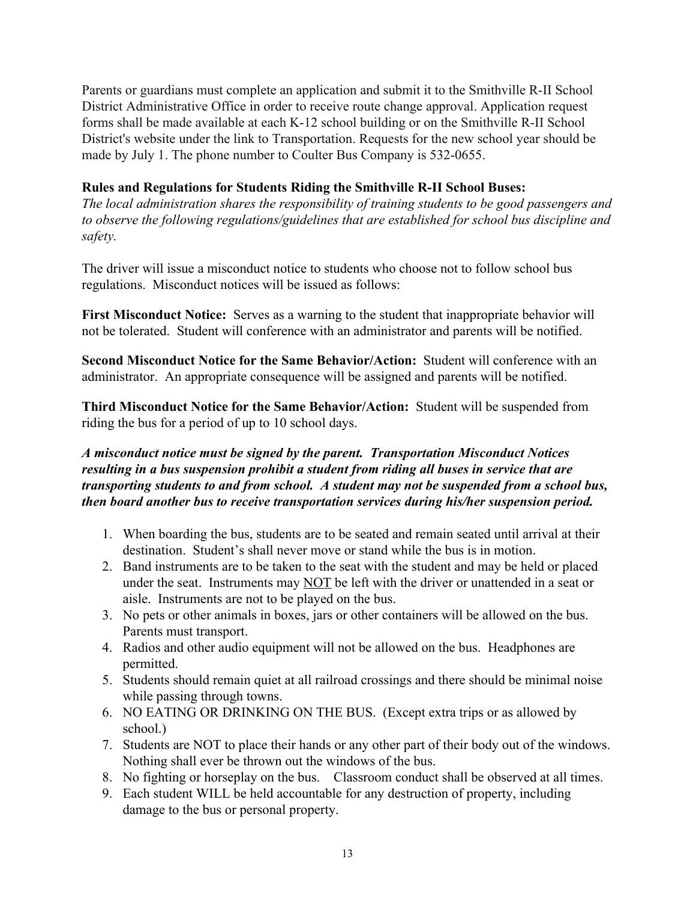Parents or guardians must complete an application and submit it to the Smithville R-II School District Administrative Office in order to receive route change approval. Application request forms shall be made available at each K-12 school building or on the Smithville R-II School District's website under the link to Transportation. Requests for the new school year should be made by July 1. The phone number to Coulter Bus Company is 532-0655.

**Rules and Regulations for Students Riding the Smithville R-II School Buses:**

*The local administration shares the responsibility of training students to be good passengers and to observe the following regulations/guidelines that are established for school bus discipline and safety.*

The driver will issue a misconduct notice to students who choose not to follow school bus regulations. Misconduct notices will be issued as follows:

**First Misconduct Notice:** Serves as a warning to the student that inappropriate behavior will not be tolerated. Student will conference with an administrator and parents will be notified.

**Second Misconduct Notice for the Same Behavior/Action:** Student will conference with an administrator. An appropriate consequence will be assigned and parents will be notified.

**Third Misconduct Notice for the Same Behavior/Action:** Student will be suspended from riding the bus for a period of up to 10 school days.

***A misconduct notice must be signed by the parent. Transportation Misconduct Notices resulting in a bus suspension prohibit a student from riding all buses in service that are transporting students to and from school. A student may not be suspended from a school bus, then board another bus to receive transportation services during his/her suspension period.***

1. When boarding the bus, students are to be seated and remain seated until arrival at their destination. Student's shall never move or stand while the bus is in motion.
2. Band instruments are to be taken to the seat with the student and may be held or placed under the seat. Instruments may <u>NOT</u> be left with the driver or unattended in a seat or aisle. Instruments are not to be played on the bus.
3. No pets or other animals in boxes, jars or other containers will be allowed on the bus. Parents must transport.
4. Radios and other audio equipment will not be allowed on the bus. Headphones are permitted.
5. Students should remain quiet at all railroad crossings and there should be minimal noise while passing through towns.
6. NO EATING OR DRINKING ON THE BUS. (Except extra trips or as allowed by school.)
7. Students are NOT to place their hands or any other part of their body out of the windows. Nothing shall ever be thrown out the windows of the bus.
8. No fighting or horseplay on the bus. Classroom conduct shall be observed at all times.
9. Each student WILL be held accountable for any destruction of property, including damage to the bus or personal property.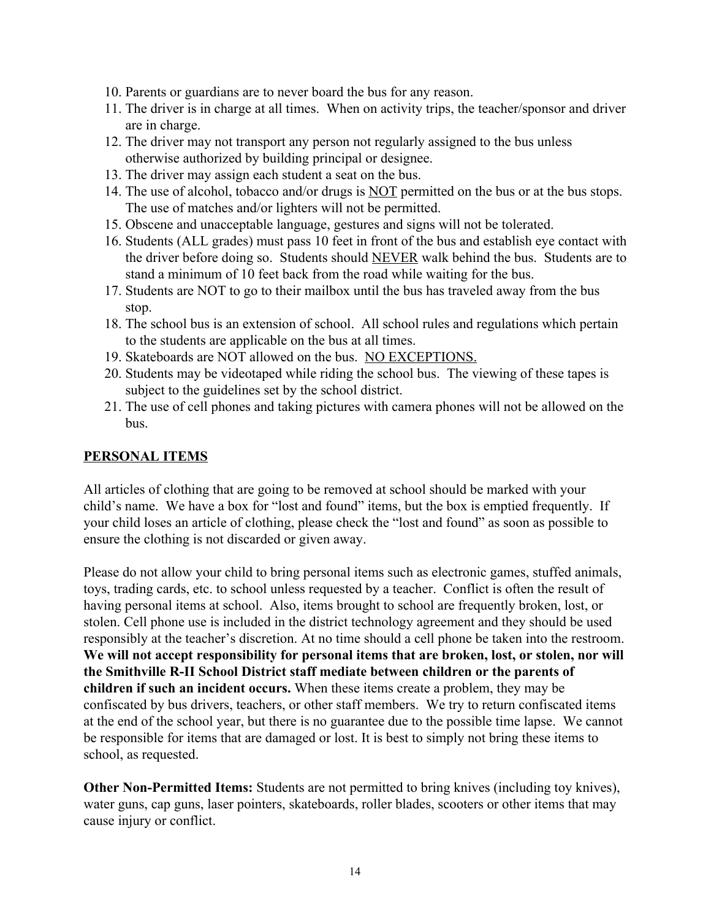10. Parents or guardians are to never board the bus for any reason.
11. The driver is in charge at all times. When on activity trips, the teacher/sponsor and driver are in charge.
12. The driver may not transport any person not regularly assigned to the bus unless otherwise authorized by building principal or designee.
13. The driver may assign each student a seat on the bus.
14. The use of alcohol, tobacco and/or drugs is <u>NOT</u> permitted on the bus or at the bus stops. The use of matches and/or lighters will not be permitted.
15. Obscene and unacceptable language, gestures and signs will not be tolerated.
16. Students (ALL grades) must pass 10 feet in front of the bus and establish eye contact with the driver before doing so. Students should <u>NEVER</u> walk behind the bus. Students are to stand a minimum of 10 feet back from the road while waiting for the bus.
17. Students are NOT to go to their mailbox until the bus has traveled away from the bus stop.
18. The school bus is an extension of school. All school rules and regulations which pertain to the students are applicable on the bus at all times.
19. Skateboards are NOT allowed on the bus. <u>NO EXCEPTIONS.</u>
20. Students may be videotaped while riding the school bus. The viewing of these tapes is subject to the guidelines set by the school district.
21. The use of cell phones and taking pictures with camera phones will not be allowed on the bus.

## <u>PERSONAL ITEMS</u>

All articles of clothing that are going to be removed at school should be marked with your child's name. We have a box for "lost and found" items, but the box is emptied frequently. If your child loses an article of clothing, please check the "lost and found" as soon as possible to ensure the clothing is not discarded or given away.

Please do not allow your child to bring personal items such as electronic games, stuffed animals, toys, trading cards, etc. to school unless requested by a teacher. Conflict is often the result of having personal items at school. Also, items brought to school are frequently broken, lost, or stolen. Cell phone use is included in the district technology agreement and they should be used responsibly at the teacher's discretion. At no time should a cell phone be taken into the restroom. **We will not accept responsibility for personal items that are broken, lost, or stolen, nor will the Smithville R-II School District staff mediate between children or the parents of children if such an incident occurs.** When these items create a problem, they may be confiscated by bus drivers, teachers, or other staff members. We try to return confiscated items at the end of the school year, but there is no guarantee due to the possible time lapse. We cannot be responsible for items that are damaged or lost. It is best to simply not bring these items to school, as requested.

**Other Non-Permitted Items:** Students are not permitted to bring knives (including toy knives), water guns, cap guns, laser pointers, skateboards, roller blades, scooters or other items that may cause injury or conflict.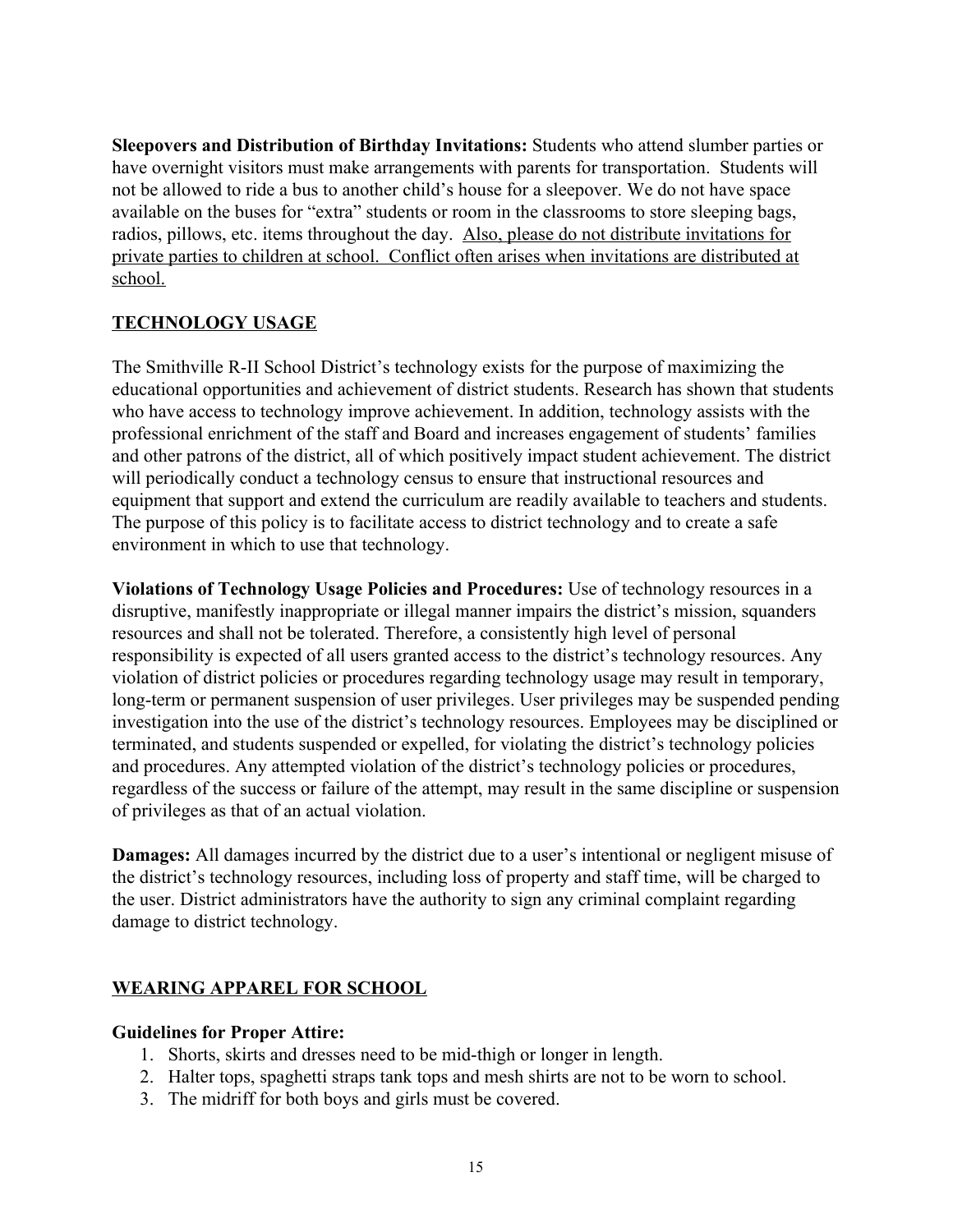**Sleepovers and Distribution of Birthday Invitations:** Students who attend slumber parties or have overnight visitors must make arrangements with parents for transportation. Students will not be allowed to ride a bus to another child's house for a sleepover. We do not have space available on the buses for "extra" students or room in the classrooms to store sleeping bags, radios, pillows, etc. items throughout the day. <u>Also, please do not distribute invitations for private parties to children at school. Conflict often arises when invitations are distributed at school.</u>

## <u>TECHNOLOGY USAGE</u>

The Smithville R-II School District's technology exists for the purpose of maximizing the educational opportunities and achievement of district students. Research has shown that students who have access to technology improve achievement. In addition, technology assists with the professional enrichment of the staff and Board and increases engagement of students' families and other patrons of the district, all of which positively impact student achievement. The district will periodically conduct a technology census to ensure that instructional resources and equipment that support and extend the curriculum are readily available to teachers and students. The purpose of this policy is to facilitate access to district technology and to create a safe environment in which to use that technology.

**Violations of Technology Usage Policies and Procedures:** Use of technology resources in a disruptive, manifestly inappropriate or illegal manner impairs the district's mission, squanders resources and shall not be tolerated. Therefore, a consistently high level of personal responsibility is expected of all users granted access to the district's technology resources. Any violation of district policies or procedures regarding technology usage may result in temporary, long-term or permanent suspension of user privileges. User privileges may be suspended pending investigation into the use of the district's technology resources. Employees may be disciplined or terminated, and students suspended or expelled, for violating the district's technology policies and procedures. Any attempted violation of the district's technology policies or procedures, regardless of the success or failure of the attempt, may result in the same discipline or suspension of privileges as that of an actual violation.

**Damages:** All damages incurred by the district due to a user's intentional or negligent misuse of the district's technology resources, including loss of property and staff time, will be charged to the user. District administrators have the authority to sign any criminal complaint regarding damage to district technology.

## <u>WEARING APPAREL FOR SCHOOL</u>

**Guidelines for Proper Attire:**

1. Shorts, skirts and dresses need to be mid-thigh or longer in length.
2. Halter tops, spaghetti straps tank tops and mesh shirts are not to be worn to school.
3. The midriff for both boys and girls must be covered.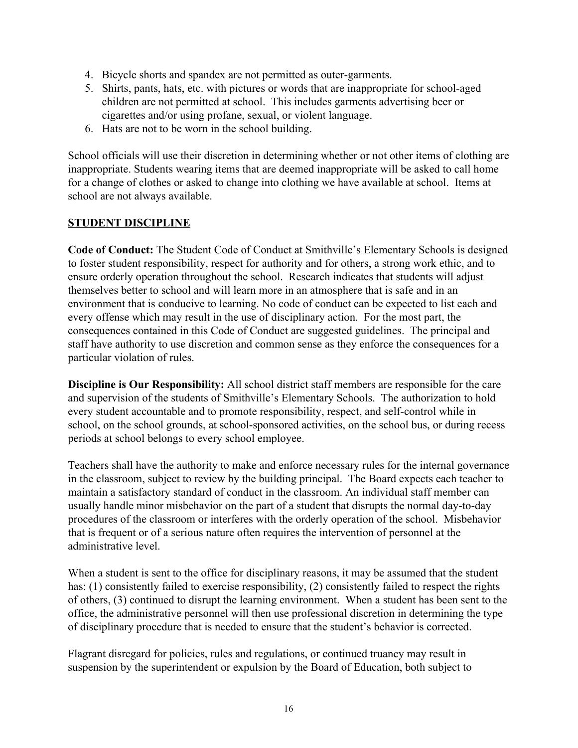4. Bicycle shorts and spandex are not permitted as outer-garments.
5. Shirts, pants, hats, etc. with pictures or words that are inappropriate for school-aged children are not permitted at school. This includes garments advertising beer or cigarettes and/or using profane, sexual, or violent language.
6. Hats are not to be worn in the school building.

School officials will use their discretion in determining whether or not other items of clothing are inappropriate. Students wearing items that are deemed inappropriate will be asked to call home for a change of clothes or asked to change into clothing we have available at school. Items at school are not always available.

## STUDENT DISCIPLINE

**Code of Conduct:** The Student Code of Conduct at Smithville's Elementary Schools is designed to foster student responsibility, respect for authority and for others, a strong work ethic, and to ensure orderly operation throughout the school. Research indicates that students will adjust themselves better to school and will learn more in an atmosphere that is safe and in an environment that is conducive to learning. No code of conduct can be expected to list each and every offense which may result in the use of disciplinary action. For the most part, the consequences contained in this Code of Conduct are suggested guidelines. The principal and staff have authority to use discretion and common sense as they enforce the consequences for a particular violation of rules.

**Discipline is Our Responsibility:** All school district staff members are responsible for the care and supervision of the students of Smithville's Elementary Schools. The authorization to hold every student accountable and to promote responsibility, respect, and self-control while in school, on the school grounds, at school-sponsored activities, on the school bus, or during recess periods at school belongs to every school employee.

Teachers shall have the authority to make and enforce necessary rules for the internal governance in the classroom, subject to review by the building principal. The Board expects each teacher to maintain a satisfactory standard of conduct in the classroom. An individual staff member can usually handle minor misbehavior on the part of a student that disrupts the normal day-to-day procedures of the classroom or interferes with the orderly operation of the school. Misbehavior that is frequent or of a serious nature often requires the intervention of personnel at the administrative level.

When a student is sent to the office for disciplinary reasons, it may be assumed that the student has: (1) consistently failed to exercise responsibility, (2) consistently failed to respect the rights of others, (3) continued to disrupt the learning environment. When a student has been sent to the office, the administrative personnel will then use professional discretion in determining the type of disciplinary procedure that is needed to ensure that the student's behavior is corrected.

Flagrant disregard for policies, rules and regulations, or continued truancy may result in suspension by the superintendent or expulsion by the Board of Education, both subject to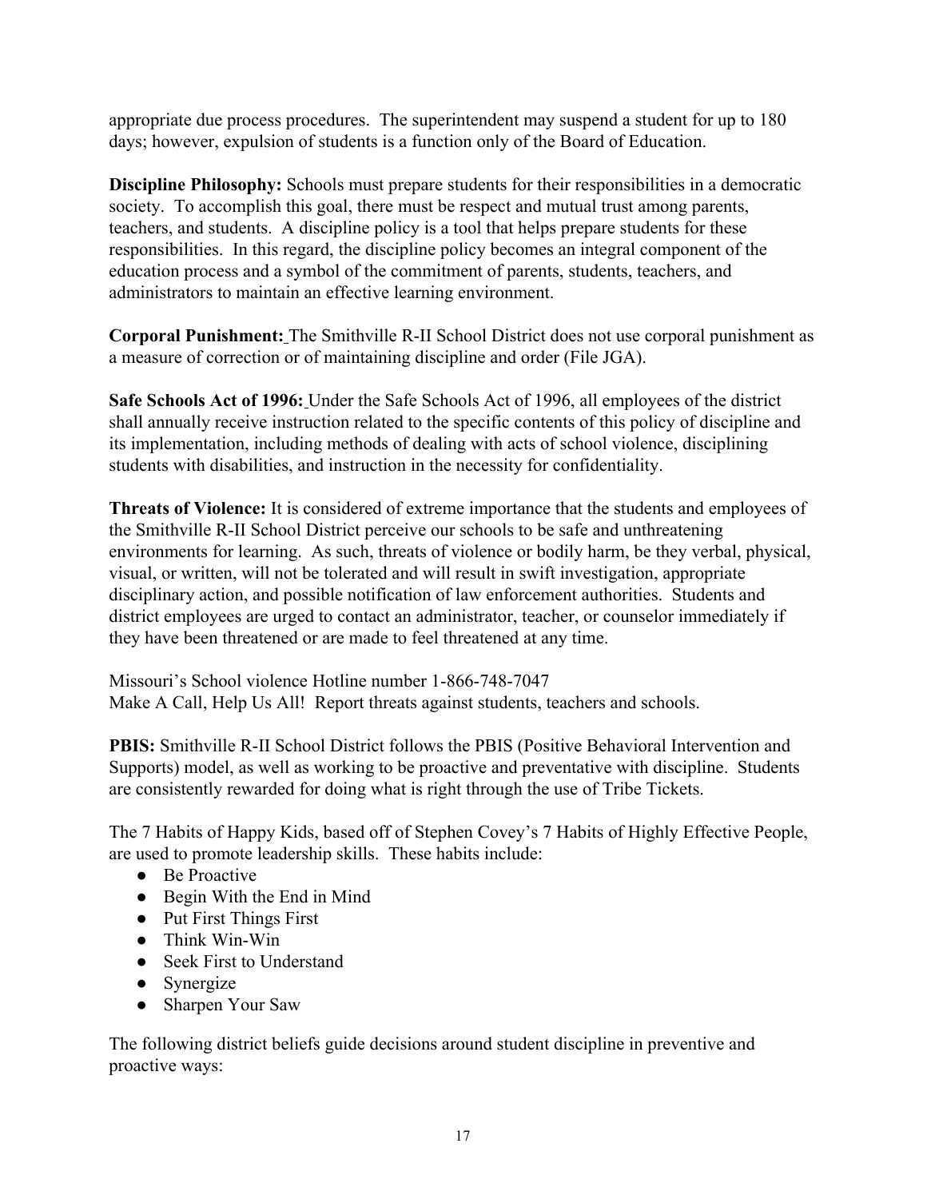appropriate due process procedures. The superintendent may suspend a student for up to 180 days; however, expulsion of students is a function only of the Board of Education.

**Discipline Philosophy:** Schools must prepare students for their responsibilities in a democratic society. To accomplish this goal, there must be respect and mutual trust among parents, teachers, and students. A discipline policy is a tool that helps prepare students for these responsibilities. In this regard, the discipline policy becomes an integral component of the education process and a symbol of the commitment of parents, students, teachers, and administrators to maintain an effective learning environment.

**Corporal Punishment:** The Smithville R-II School District does not use corporal punishment as a measure of correction or of maintaining discipline and order (File JGA).

**Safe Schools Act of 1996:** Under the Safe Schools Act of 1996, all employees of the district shall annually receive instruction related to the specific contents of this policy of discipline and its implementation, including methods of dealing with acts of school violence, disciplining students with disabilities, and instruction in the necessity for confidentiality.

**Threats of Violence:** It is considered of extreme importance that the students and employees of the Smithville R-II School District perceive our schools to be safe and unthreatening environments for learning. As such, threats of violence or bodily harm, be they verbal, physical, visual, or written, will not be tolerated and will result in swift investigation, appropriate disciplinary action, and possible notification of law enforcement authorities. Students and district employees are urged to contact an administrator, teacher, or counselor immediately if they have been threatened or are made to feel threatened at any time.

Missouri's School violence Hotline number 1-866-748-7047
Make A Call, Help Us All! Report threats against students, teachers and schools.

**PBIS:** Smithville R-II School District follows the PBIS (Positive Behavioral Intervention and Supports) model, as well as working to be proactive and preventative with discipline. Students are consistently rewarded for doing what is right through the use of Tribe Tickets.

The 7 Habits of Happy Kids, based off of Stephen Covey's 7 Habits of Highly Effective People, are used to promote leadership skills. These habits include:

- Be Proactive
- Begin With the End in Mind
- Put First Things First
- Think Win-Win
- Seek First to Understand
- Synergize
- Sharpen Your Saw

The following district beliefs guide decisions around student discipline in preventive and proactive ways: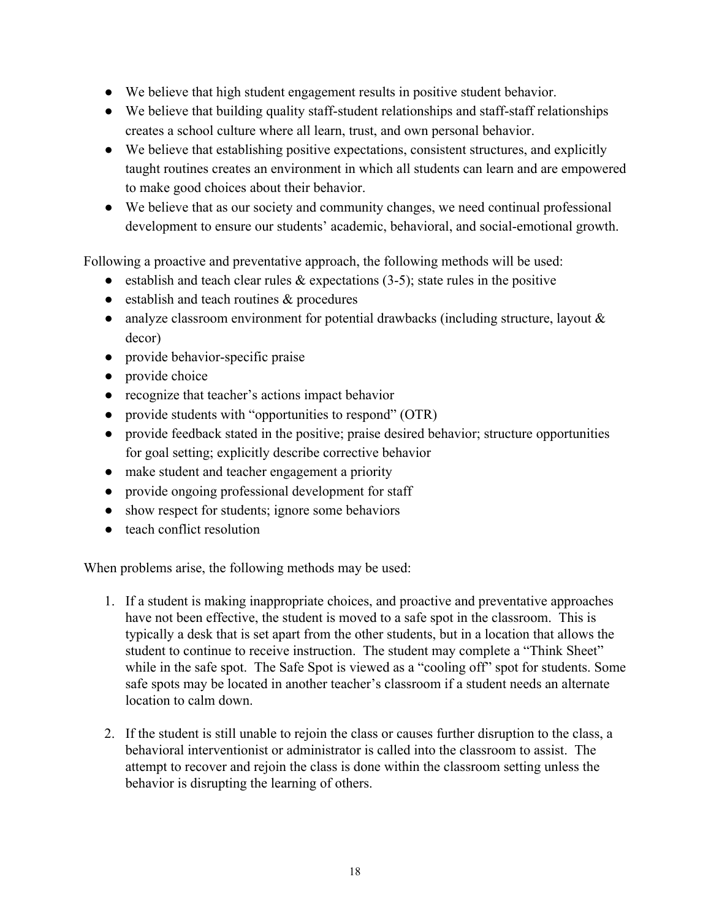- We believe that high student engagement results in positive student behavior.
- We believe that building quality staff-student relationships and staff-staff relationships creates a school culture where all learn, trust, and own personal behavior.
- We believe that establishing positive expectations, consistent structures, and explicitly taught routines creates an environment in which all students can learn and are empowered to make good choices about their behavior.
- We believe that as our society and community changes, we need continual professional development to ensure our students' academic, behavioral, and social-emotional growth.

Following a proactive and preventative approach, the following methods will be used:

- establish and teach clear rules & expectations (3-5); state rules in the positive
- establish and teach routines & procedures
- analyze classroom environment for potential drawbacks (including structure, layout & decor)
- provide behavior-specific praise
- provide choice
- recognize that teacher's actions impact behavior
- provide students with "opportunities to respond" (OTR)
- provide feedback stated in the positive; praise desired behavior; structure opportunities for goal setting; explicitly describe corrective behavior
- make student and teacher engagement a priority
- provide ongoing professional development for staff
- show respect for students; ignore some behaviors
- teach conflict resolution

When problems arise, the following methods may be used:

1. If a student is making inappropriate choices, and proactive and preventative approaches have not been effective, the student is moved to a safe spot in the classroom. This is typically a desk that is set apart from the other students, but in a location that allows the student to continue to receive instruction. The student may complete a "Think Sheet" while in the safe spot. The Safe Spot is viewed as a "cooling off" spot for students. Some safe spots may be located in another teacher's classroom if a student needs an alternate location to calm down.

2. If the student is still unable to rejoin the class or causes further disruption to the class, a behavioral interventionist or administrator is called into the classroom to assist. The attempt to recover and rejoin the class is done within the classroom setting unless the behavior is disrupting the learning of others.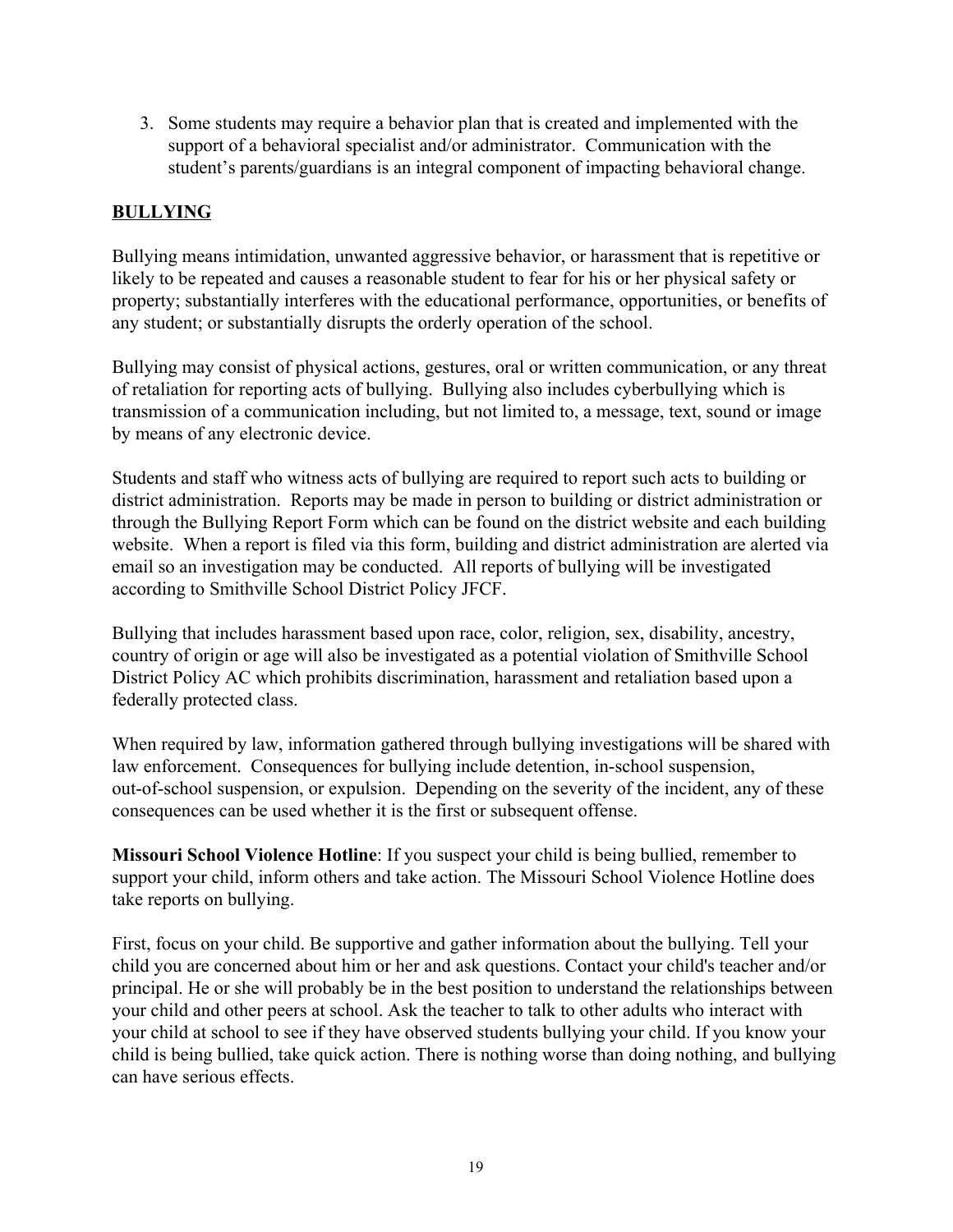3. Some students may require a behavior plan that is created and implemented with the support of a behavioral specialist and/or administrator. Communication with the student's parents/guardians is an integral component of impacting behavioral change.

## BULLYING

Bullying means intimidation, unwanted aggressive behavior, or harassment that is repetitive or likely to be repeated and causes a reasonable student to fear for his or her physical safety or property; substantially interferes with the educational performance, opportunities, or benefits of any student; or substantially disrupts the orderly operation of the school.

Bullying may consist of physical actions, gestures, oral or written communication, or any threat of retaliation for reporting acts of bullying. Bullying also includes cyberbullying which is transmission of a communication including, but not limited to, a message, text, sound or image by means of any electronic device.

Students and staff who witness acts of bullying are required to report such acts to building or district administration. Reports may be made in person to building or district administration or through the Bullying Report Form which can be found on the district website and each building website. When a report is filed via this form, building and district administration are alerted via email so an investigation may be conducted. All reports of bullying will be investigated according to Smithville School District Policy JFCF.

Bullying that includes harassment based upon race, color, religion, sex, disability, ancestry, country of origin or age will also be investigated as a potential violation of Smithville School District Policy AC which prohibits discrimination, harassment and retaliation based upon a federally protected class.

When required by law, information gathered through bullying investigations will be shared with law enforcement. Consequences for bullying include detention, in-school suspension, out-of-school suspension, or expulsion. Depending on the severity of the incident, any of these consequences can be used whether it is the first or subsequent offense.

**Missouri School Violence Hotline**: If you suspect your child is being bullied, remember to support your child, inform others and take action. The Missouri School Violence Hotline does take reports on bullying.

First, focus on your child. Be supportive and gather information about the bullying. Tell your child you are concerned about him or her and ask questions. Contact your child's teacher and/or principal. He or she will probably be in the best position to understand the relationships between your child and other peers at school. Ask the teacher to talk to other adults who interact with your child at school to see if they have observed students bullying your child. If you know your child is being bullied, take quick action. There is nothing worse than doing nothing, and bullying can have serious effects.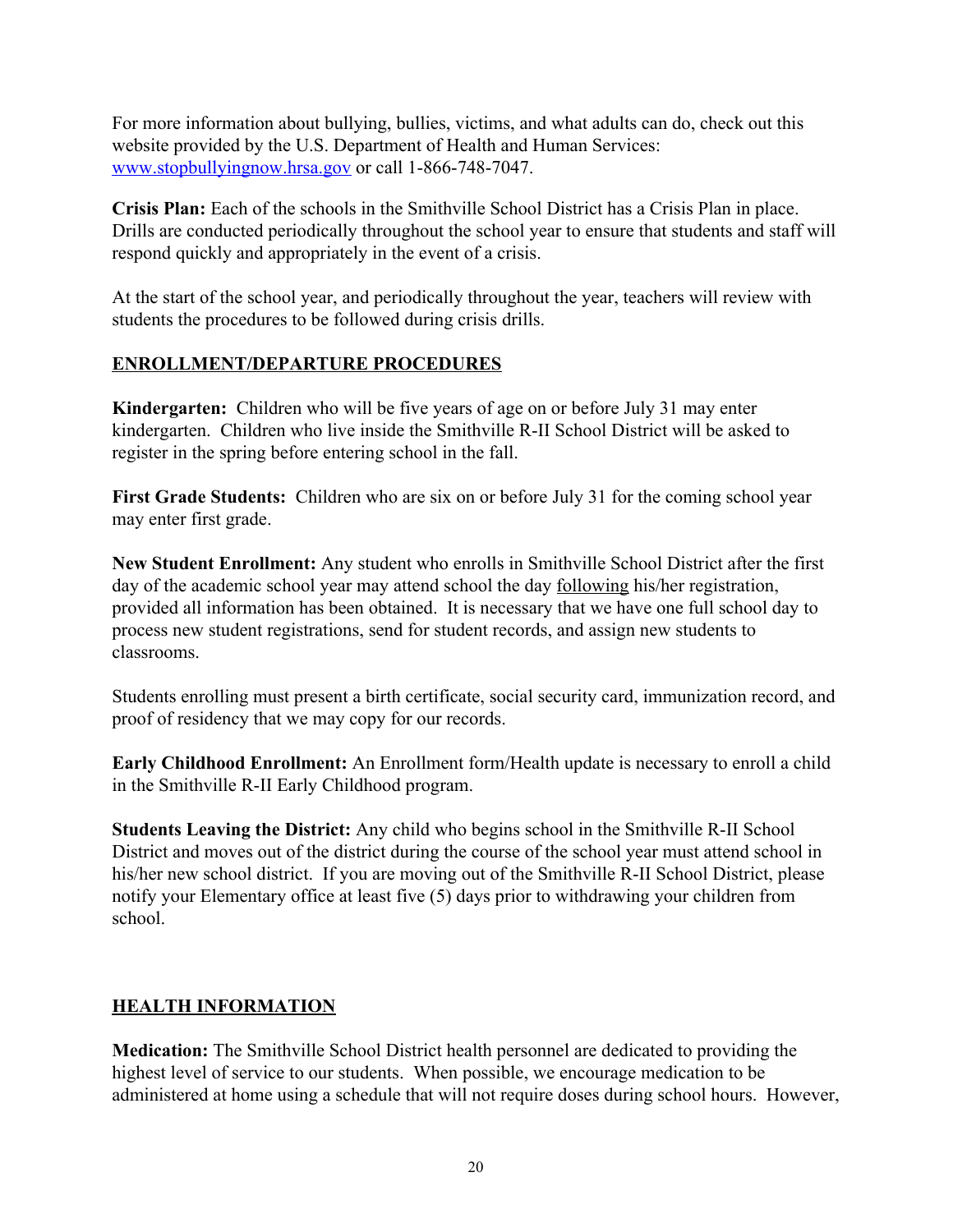For more information about bullying, bullies, victims, and what adults can do, check out this website provided by the U.S. Department of Health and Human Services: [www.stopbullyingnow.hrsa.gov](http://www.stopbullyingnow.hrsa.gov) or call 1-866-748-7047.

**Crisis Plan:** Each of the schools in the Smithville School District has a Crisis Plan in place. Drills are conducted periodically throughout the school year to ensure that students and staff will respond quickly and appropriately in the event of a crisis.

At the start of the school year, and periodically throughout the year, teachers will review with students the procedures to be followed during crisis drills.

## ENROLLMENT/DEPARTURE PROCEDURES

**Kindergarten:** Children who will be five years of age on or before July 31 may enter kindergarten. Children who live inside the Smithville R-II School District will be asked to register in the spring before entering school in the fall.

**First Grade Students:** Children who are six on or before July 31 for the coming school year may enter first grade.

**New Student Enrollment:** Any student who enrolls in Smithville School District after the first day of the academic school year may attend school the day following his/her registration, provided all information has been obtained. It is necessary that we have one full school day to process new student registrations, send for student records, and assign new students to classrooms.

Students enrolling must present a birth certificate, social security card, immunization record, and proof of residency that we may copy for our records.

**Early Childhood Enrollment:** An Enrollment form/Health update is necessary to enroll a child in the Smithville R-II Early Childhood program.

**Students Leaving the District:** Any child who begins school in the Smithville R-II School District and moves out of the district during the course of the school year must attend school in his/her new school district. If you are moving out of the Smithville R-II School District, please notify your Elementary office at least five (5) days prior to withdrawing your children from school.

## HEALTH INFORMATION

**Medication:** The Smithville School District health personnel are dedicated to providing the highest level of service to our students. When possible, we encourage medication to be administered at home using a schedule that will not require doses during school hours. However,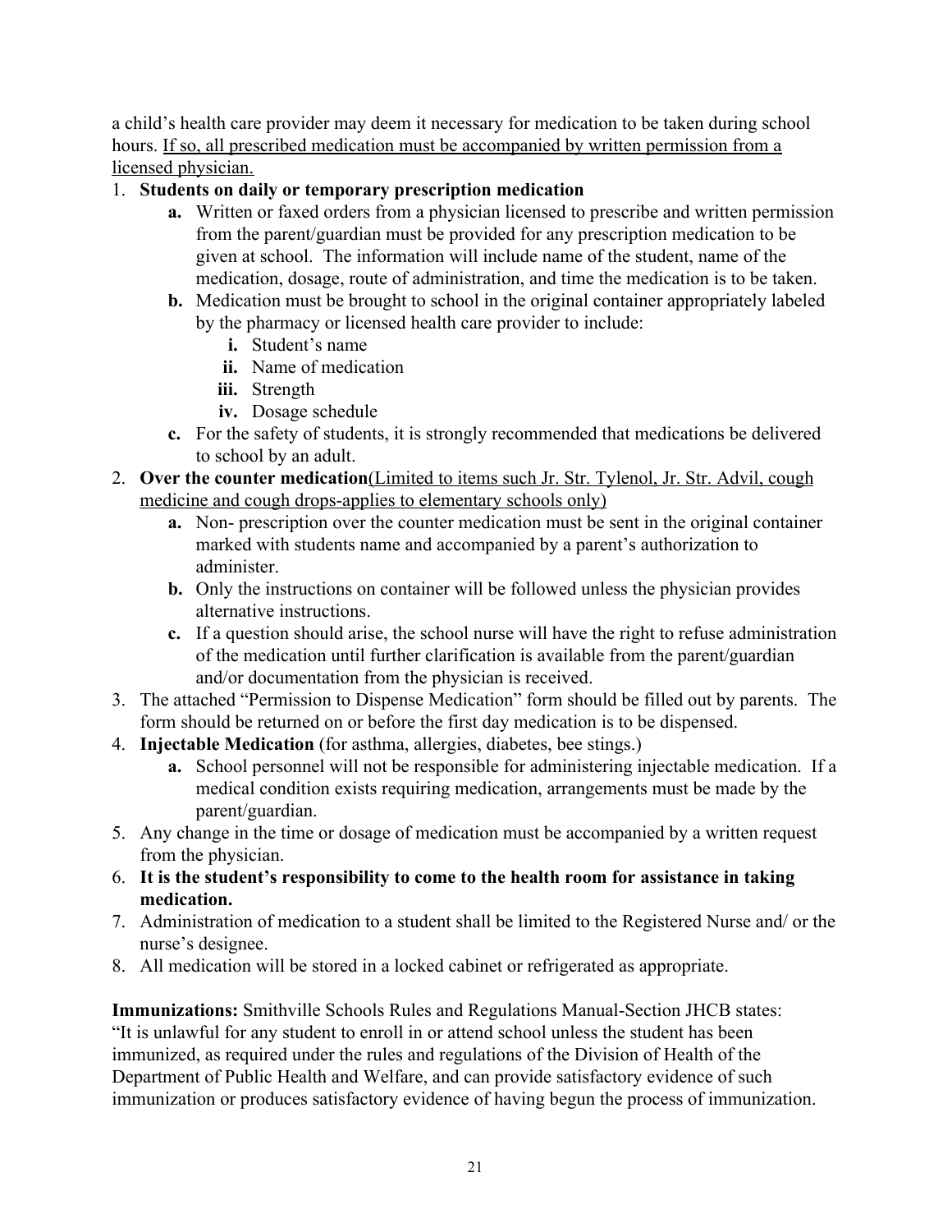a child's health care provider may deem it necessary for medication to be taken during school hours. <u>If so, all prescribed medication must be accompanied by written permission from a licensed physician.</u>

1. **Students on daily or temporary prescription medication**
   - **a.** Written or faxed orders from a physician licensed to prescribe and written permission from the parent/guardian must be provided for any prescription medication to be given at school. The information will include name of the student, name of the medication, dosage, route of administration, and time the medication is to be taken.
   - **b.** Medication must be brought to school in the original container appropriately labeled by the pharmacy or licensed health care provider to include:
     - **i.** Student's name
     - **ii.** Name of medication
     - **iii.** Strength
     - **iv.** Dosage schedule
   - **c.** For the safety of students, it is strongly recommended that medications be delivered to school by an adult.
2. **Over the counter medication**<u>(Limited to items such Jr. Str. Tylenol, Jr. Str. Advil, cough medicine and cough drops-applies to elementary schools only)</u>
   - **a.** Non- prescription over the counter medication must be sent in the original container marked with students name and accompanied by a parent's authorization to administer.
   - **b.** Only the instructions on container will be followed unless the physician provides alternative instructions.
   - **c.** If a question should arise, the school nurse will have the right to refuse administration of the medication until further clarification is available from the parent/guardian and/or documentation from the physician is received.
3. The attached "Permission to Dispense Medication" form should be filled out by parents. The form should be returned on or before the first day medication is to be dispensed.
4. **Injectable Medication** (for asthma, allergies, diabetes, bee stings.)
   - **a.** School personnel will not be responsible for administering injectable medication. If a medical condition exists requiring medication, arrangements must be made by the parent/guardian.
5. Any change in the time or dosage of medication must be accompanied by a written request from the physician.
6. **It is the student's responsibility to come to the health room for assistance in taking medication.**
7. Administration of medication to a student shall be limited to the Registered Nurse and/ or the nurse's designee.
8. All medication will be stored in a locked cabinet or refrigerated as appropriate.

**Immunizations:** Smithville Schools Rules and Regulations Manual-Section JHCB states: "It is unlawful for any student to enroll in or attend school unless the student has been immunized, as required under the rules and regulations of the Division of Health of the Department of Public Health and Welfare, and can provide satisfactory evidence of such immunization or produces satisfactory evidence of having begun the process of immunization.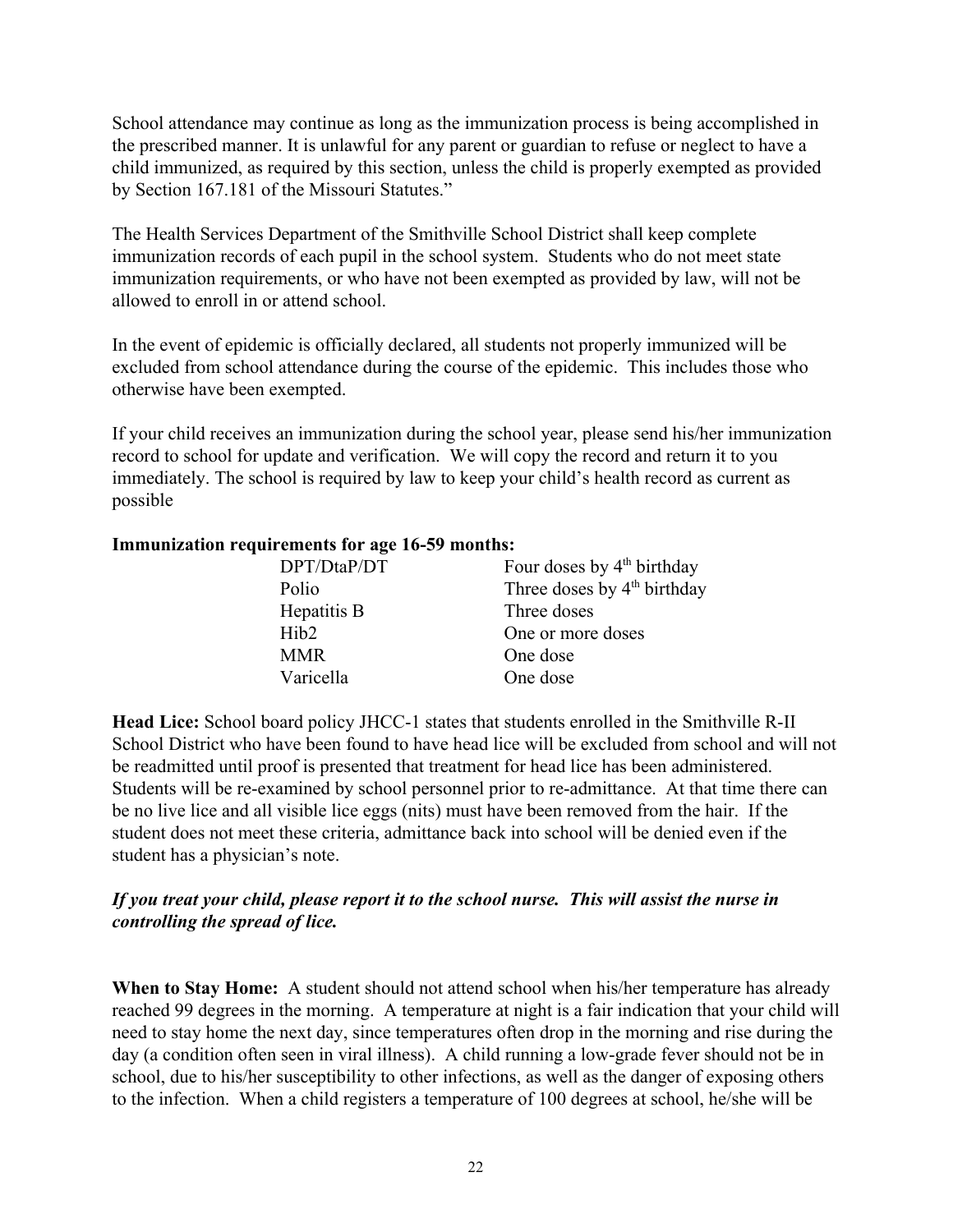School attendance may continue as long as the immunization process is being accomplished in the prescribed manner. It is unlawful for any parent or guardian to refuse or neglect to have a child immunized, as required by this section, unless the child is properly exempted as provided by Section 167.181 of the Missouri Statutes."

The Health Services Department of the Smithville School District shall keep complete immunization records of each pupil in the school system. Students who do not meet state immunization requirements, or who have not been exempted as provided by law, will not be allowed to enroll in or attend school.

In the event of epidemic is officially declared, all students not properly immunized will be excluded from school attendance during the course of the epidemic. This includes those who otherwise have been exempted.

If your child receives an immunization during the school year, please send his/her immunization record to school for update and verification. We will copy the record and return it to you immediately. The school is required by law to keep your child's health record as current as possible

**Immunization requirements for age 16-59 months:**

| Vaccine | Requirement |
| --- | --- |
| DPT/DtaP/DT | Four doses by 4th birthday |
| Polio | Three doses by 4th birthday |
| Hepatitis B | Three doses |
| Hib2 | One or more doses |
| MMR | One dose |
| Varicella | One dose |

**Head Lice:** School board policy JHCC-1 states that students enrolled in the Smithville R-II School District who have been found to have head lice will be excluded from school and will not be readmitted until proof is presented that treatment for head lice has been administered. Students will be re-examined by school personnel prior to re-admittance. At that time there can be no live lice and all visible lice eggs (nits) must have been removed from the hair. If the student does not meet these criteria, admittance back into school will be denied even if the student has a physician's note.

***If you treat your child, please report it to the school nurse. This will assist the nurse in controlling the spread of lice.***

**When to Stay Home:** A student should not attend school when his/her temperature has already reached 99 degrees in the morning. A temperature at night is a fair indication that your child will need to stay home the next day, since temperatures often drop in the morning and rise during the day (a condition often seen in viral illness). A child running a low-grade fever should not be in school, due to his/her susceptibility to other infections, as well as the danger of exposing others to the infection. When a child registers a temperature of 100 degrees at school, he/she will be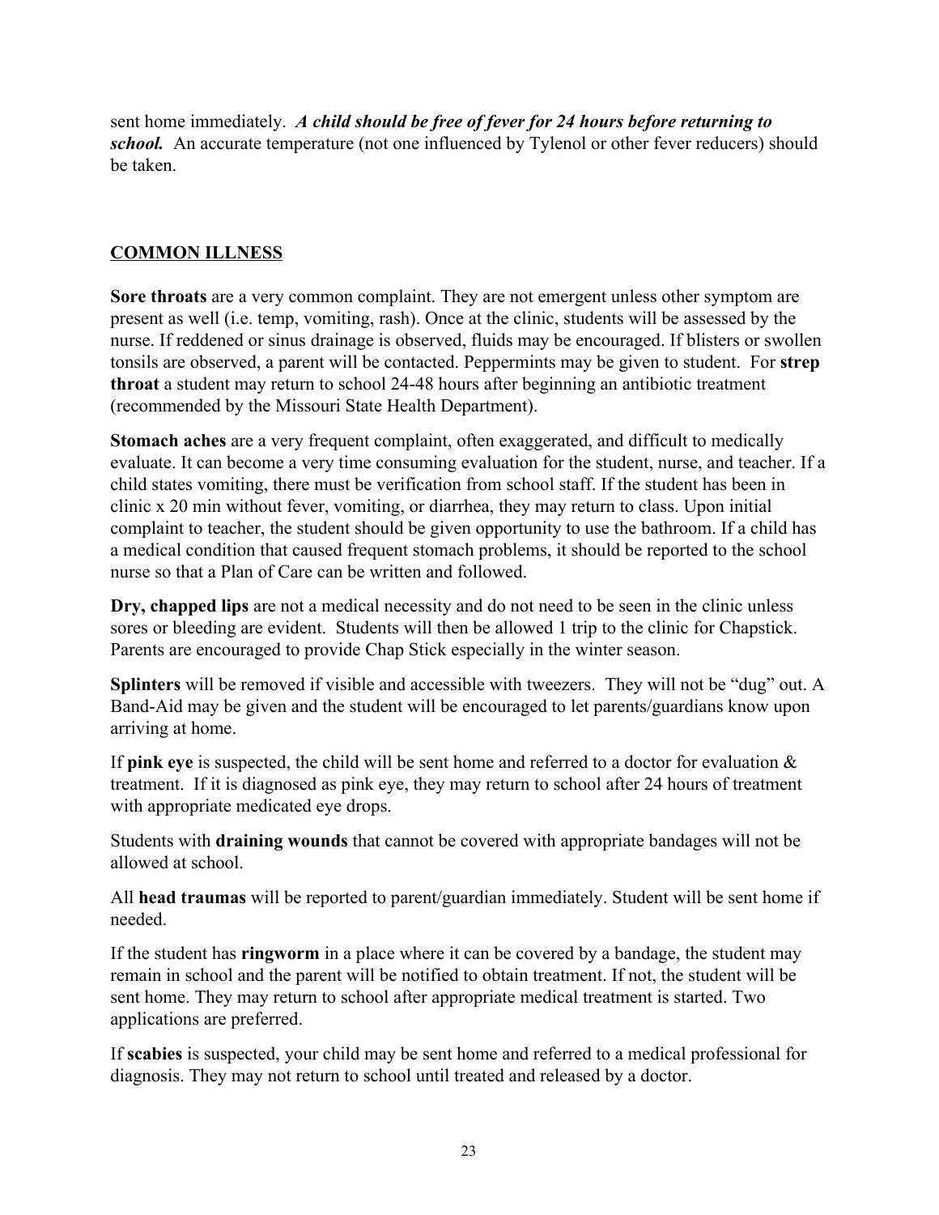sent home immediately. ***A child should be free of fever for 24 hours before returning to school.*** An accurate temperature (not one influenced by Tylenol or other fever reducers) should be taken.

## COMMON ILLNESS

**Sore throats** are a very common complaint. They are not emergent unless other symptom are present as well (i.e. temp, vomiting, rash). Once at the clinic, students will be assessed by the nurse. If reddened or sinus drainage is observed, fluids may be encouraged. If blisters or swollen tonsils are observed, a parent will be contacted. Peppermints may be given to student. For **strep throat** a student may return to school 24-48 hours after beginning an antibiotic treatment (recommended by the Missouri State Health Department).

**Stomach aches** are a very frequent complaint, often exaggerated, and difficult to medically evaluate. It can become a very time consuming evaluation for the student, nurse, and teacher. If a child states vomiting, there must be verification from school staff. If the student has been in clinic x 20 min without fever, vomiting, or diarrhea, they may return to class. Upon initial complaint to teacher, the student should be given opportunity to use the bathroom. If a child has a medical condition that caused frequent stomach problems, it should be reported to the school nurse so that a Plan of Care can be written and followed.

**Dry, chapped lips** are not a medical necessity and do not need to be seen in the clinic unless sores or bleeding are evident. Students will then be allowed 1 trip to the clinic for Chapstick. Parents are encouraged to provide Chap Stick especially in the winter season.

**Splinters** will be removed if visible and accessible with tweezers. They will not be "dug" out. A Band-Aid may be given and the student will be encouraged to let parents/guardians know upon arriving at home.

If **pink eye** is suspected, the child will be sent home and referred to a doctor for evaluation & treatment. If it is diagnosed as pink eye, they may return to school after 24 hours of treatment with appropriate medicated eye drops.

Students with **draining wounds** that cannot be covered with appropriate bandages will not be allowed at school.

All **head traumas** will be reported to parent/guardian immediately. Student will be sent home if needed.

If the student has **ringworm** in a place where it can be covered by a bandage, the student may remain in school and the parent will be notified to obtain treatment. If not, the student will be sent home. They may return to school after appropriate medical treatment is started. Two applications are preferred.

If **scabies** is suspected, your child may be sent home and referred to a medical professional for diagnosis. They may not return to school until treated and released by a doctor.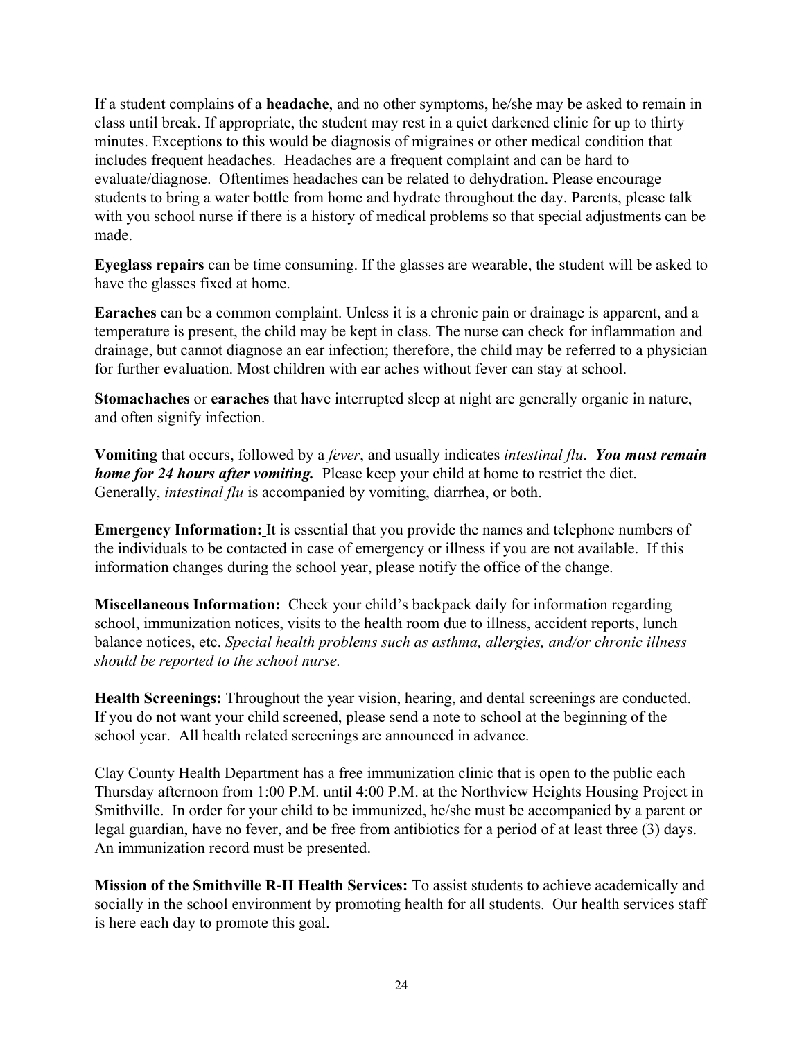If a student complains of a **headache**, and no other symptoms, he/she may be asked to remain in class until break. If appropriate, the student may rest in a quiet darkened clinic for up to thirty minutes. Exceptions to this would be diagnosis of migraines or other medical condition that includes frequent headaches. Headaches are a frequent complaint and can be hard to evaluate/diagnose. Oftentimes headaches can be related to dehydration. Please encourage students to bring a water bottle from home and hydrate throughout the day. Parents, please talk with you school nurse if there is a history of medical problems so that special adjustments can be made.

**Eyeglass repairs** can be time consuming. If the glasses are wearable, the student will be asked to have the glasses fixed at home.

**Earaches** can be a common complaint. Unless it is a chronic pain or drainage is apparent, and a temperature is present, the child may be kept in class. The nurse can check for inflammation and drainage, but cannot diagnose an ear infection; therefore, the child may be referred to a physician for further evaluation. Most children with ear aches without fever can stay at school.

**Stomachaches** or **earaches** that have interrupted sleep at night are generally organic in nature, and often signify infection.

**Vomiting** that occurs, followed by a *fever*, and usually indicates *intestinal flu*. ***You must remain home for 24 hours after vomiting.*** Please keep your child at home to restrict the diet. Generally, *intestinal flu* is accompanied by vomiting, diarrhea, or both.

**Emergency Information:** It is essential that you provide the names and telephone numbers of the individuals to be contacted in case of emergency or illness if you are not available. If this information changes during the school year, please notify the office of the change.

**Miscellaneous Information:** Check your child's backpack daily for information regarding school, immunization notices, visits to the health room due to illness, accident reports, lunch balance notices, etc. *Special health problems such as asthma, allergies, and/or chronic illness should be reported to the school nurse.*

**Health Screenings:** Throughout the year vision, hearing, and dental screenings are conducted. If you do not want your child screened, please send a note to school at the beginning of the school year. All health related screenings are announced in advance.

Clay County Health Department has a free immunization clinic that is open to the public each Thursday afternoon from 1:00 P.M. until 4:00 P.M. at the Northview Heights Housing Project in Smithville. In order for your child to be immunized, he/she must be accompanied by a parent or legal guardian, have no fever, and be free from antibiotics for a period of at least three (3) days. An immunization record must be presented.

**Mission of the Smithville R-II Health Services:** To assist students to achieve academically and socially in the school environment by promoting health for all students. Our health services staff is here each day to promote this goal.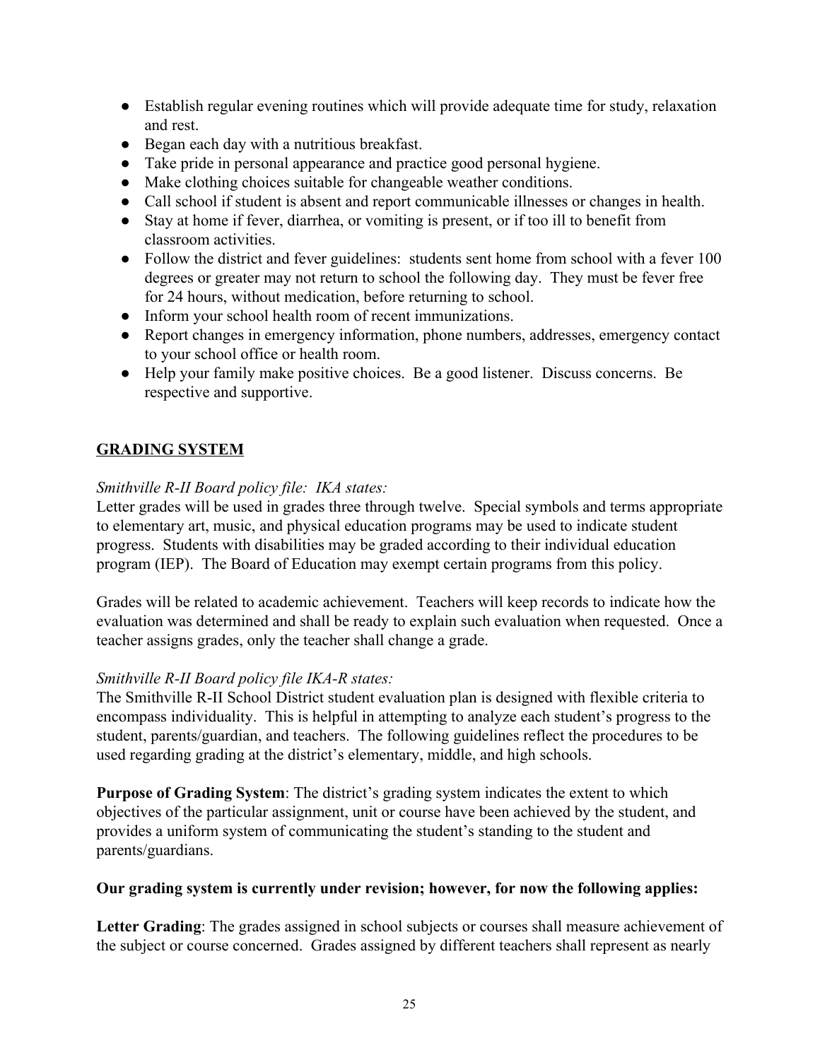- Establish regular evening routines which will provide adequate time for study, relaxation and rest.
- Began each day with a nutritious breakfast.
- Take pride in personal appearance and practice good personal hygiene.
- Make clothing choices suitable for changeable weather conditions.
- Call school if student is absent and report communicable illnesses or changes in health.
- Stay at home if fever, diarrhea, or vomiting is present, or if too ill to benefit from classroom activities.
- Follow the district and fever guidelines: students sent home from school with a fever 100 degrees or greater may not return to school the following day. They must be fever free for 24 hours, without medication, before returning to school.
- Inform your school health room of recent immunizations.
- Report changes in emergency information, phone numbers, addresses, emergency contact to your school office or health room.
- Help your family make positive choices. Be a good listener. Discuss concerns. Be respective and supportive.

## GRADING SYSTEM

*Smithville R-II Board policy file: IKA states:*
Letter grades will be used in grades three through twelve. Special symbols and terms appropriate to elementary art, music, and physical education programs may be used to indicate student progress. Students with disabilities may be graded according to their individual education program (IEP). The Board of Education may exempt certain programs from this policy.

Grades will be related to academic achievement. Teachers will keep records to indicate how the evaluation was determined and shall be ready to explain such evaluation when requested. Once a teacher assigns grades, only the teacher shall change a grade.

*Smithville R-II Board policy file IKA-R states:*
The Smithville R-II School District student evaluation plan is designed with flexible criteria to encompass individuality. This is helpful in attempting to analyze each student's progress to the student, parents/guardian, and teachers. The following guidelines reflect the procedures to be used regarding grading at the district's elementary, middle, and high schools.

**Purpose of Grading System**: The district's grading system indicates the extent to which objectives of the particular assignment, unit or course have been achieved by the student, and provides a uniform system of communicating the student's standing to the student and parents/guardians.

**Our grading system is currently under revision; however, for now the following applies:**

**Letter Grading**: The grades assigned in school subjects or courses shall measure achievement of the subject or course concerned. Grades assigned by different teachers shall represent as nearly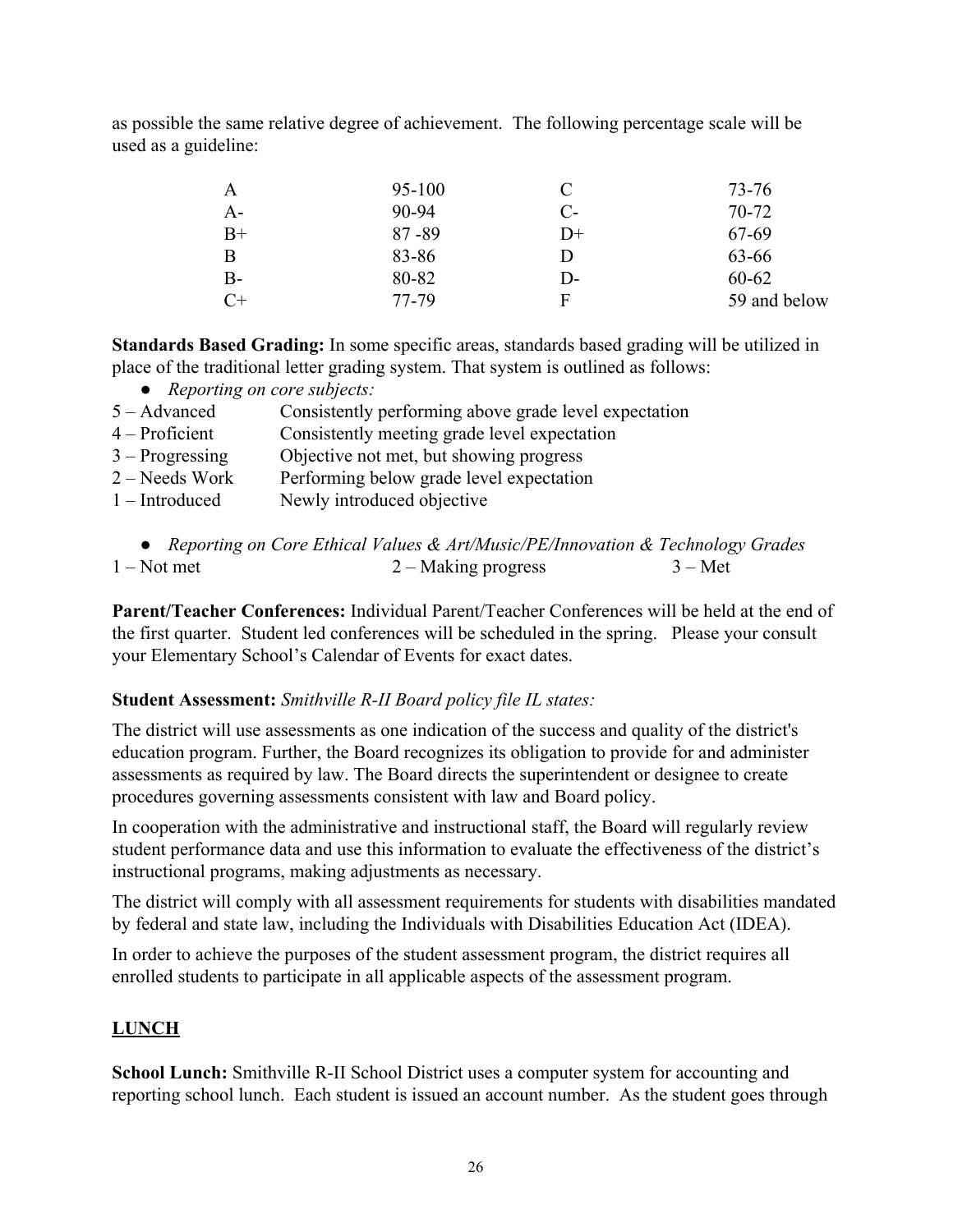as possible the same relative degree of achievement. The following percentage scale will be used as a guideline:

| | | | |
|---|---|---|---|
| A | 95-100 | C | 73-76 |
| A- | 90-94 | C- | 70-72 |
| B+ | 87 -89 | D+ | 67-69 |
| B | 83-86 | D | 63-66 |
| B- | 80-82 | D- | 60-62 |
| C+ | 77-79 | F | 59 and below |

**Standards Based Grading:** In some specific areas, standards based grading will be utilized in place of the traditional letter grading system. That system is outlined as follows:

- *Reporting on core subjects:*

| | |
|---|---|
| 5 – Advanced | Consistently performing above grade level expectation |
| 4 – Proficient | Consistently meeting grade level expectation |
| 3 – Progressing | Objective not met, but showing progress |
| 2 – Needs Work | Performing below grade level expectation |
| 1 – Introduced | Newly introduced objective |

- *Reporting on Core Ethical Values & Art/Music/PE/Innovation & Technology Grades*

1 – Not met     2 – Making progress     3 – Met

**Parent/Teacher Conferences:** Individual Parent/Teacher Conferences will be held at the end of the first quarter. Student led conferences will be scheduled in the spring. Please your consult your Elementary School's Calendar of Events for exact dates.

**Student Assessment:** *Smithville R-II Board policy file IL states:*

The district will use assessments as one indication of the success and quality of the district's education program. Further, the Board recognizes its obligation to provide for and administer assessments as required by law. The Board directs the superintendent or designee to create procedures governing assessments consistent with law and Board policy.

In cooperation with the administrative and instructional staff, the Board will regularly review student performance data and use this information to evaluate the effectiveness of the district's instructional programs, making adjustments as necessary.

The district will comply with all assessment requirements for students with disabilities mandated by federal and state law, including the Individuals with Disabilities Education Act (IDEA).

In order to achieve the purposes of the student assessment program, the district requires all enrolled students to participate in all applicable aspects of the assessment program.

## LUNCH

**School Lunch:** Smithville R-II School District uses a computer system for accounting and reporting school lunch. Each student is issued an account number. As the student goes through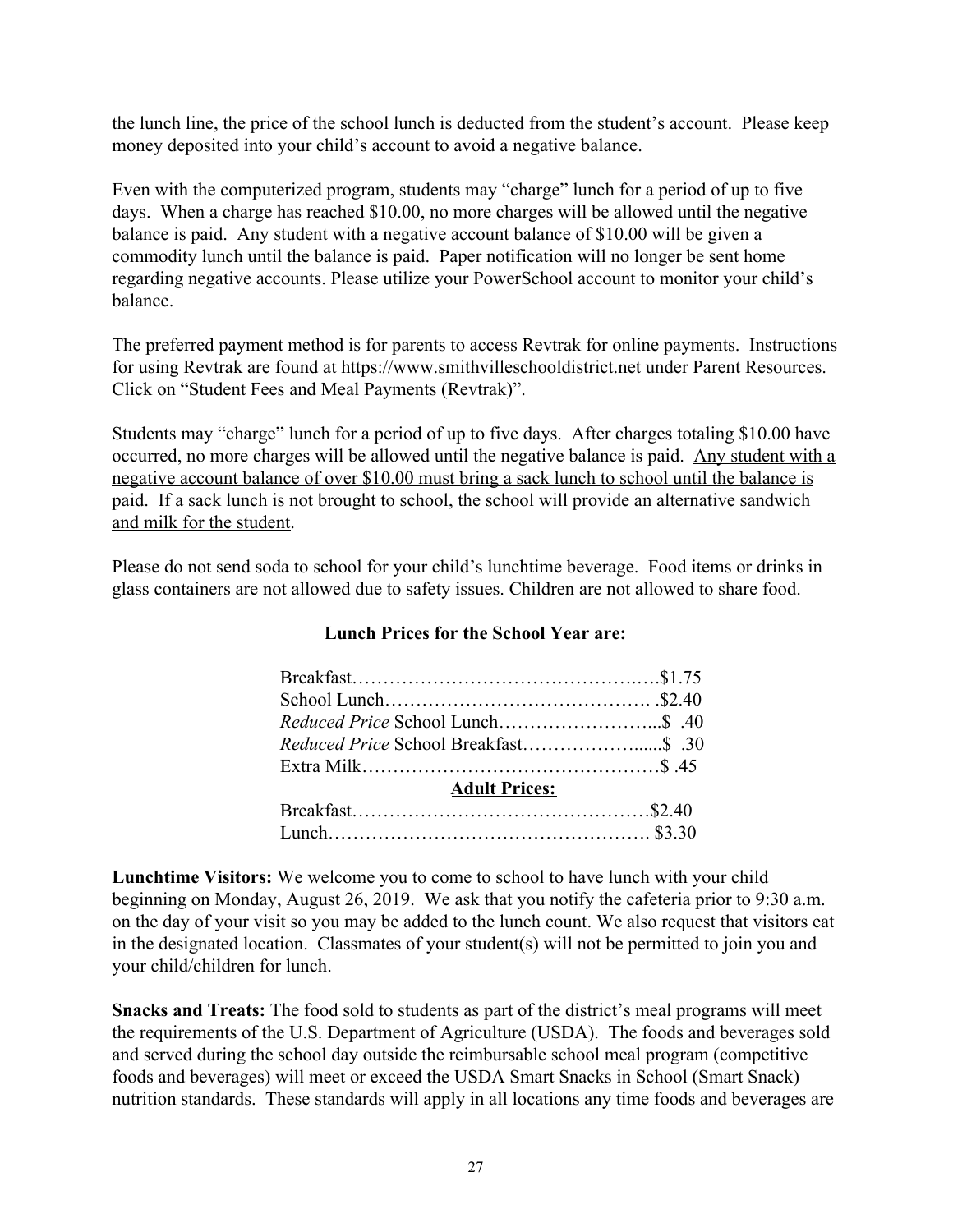the lunch line, the price of the school lunch is deducted from the student's account. Please keep money deposited into your child's account to avoid a negative balance.

Even with the computerized program, students may "charge" lunch for a period of up to five days. When a charge has reached $10.00, no more charges will be allowed until the negative balance is paid. Any student with a negative account balance of $10.00 will be given a commodity lunch until the balance is paid. Paper notification will no longer be sent home regarding negative accounts. Please utilize your PowerSchool account to monitor your child's balance.

The preferred payment method is for parents to access Revtrak for online payments. Instructions for using Revtrak are found at https://www.smithvilleschooldistrict.net under Parent Resources. Click on "Student Fees and Meal Payments (Revtrak)".

Students may "charge" lunch for a period of up to five days. After charges totaling $10.00 have occurred, no more charges will be allowed until the negative balance is paid. <u>Any student with a negative account balance of over $10.00 must bring a sack lunch to school until the balance is paid. If a sack lunch is not brought to school, the school will provide an alternative sandwich and milk for the student</u>.

Please do not send soda to school for your child's lunchtime beverage. Food items or drinks in glass containers are not allowed due to safety issues. Children are not allowed to share food.

## <u>Lunch Prices for the School Year are:</u>

| Item | Price |
|---|---|
| Breakfast | $1.75 |
| School Lunch | $2.40 |
| *Reduced Price* School Lunch | $ .40 |
| *Reduced Price* School Breakfast | $ .30 |
| Extra Milk | $ .45 |
| **<u>Adult Prices:</u>** | |
| Breakfast | $2.40 |
| Lunch | $3.30 |

**Lunchtime Visitors:** We welcome you to come to school to have lunch with your child beginning on Monday, August 26, 2019. We ask that you notify the cafeteria prior to 9:30 a.m. on the day of your visit so you may be added to the lunch count. We also request that visitors eat in the designated location. Classmates of your student(s) will not be permitted to join you and your child/children for lunch.

**Snacks and Treats:** The food sold to students as part of the district's meal programs will meet the requirements of the U.S. Department of Agriculture (USDA). The foods and beverages sold and served during the school day outside the reimbursable school meal program (competitive foods and beverages) will meet or exceed the USDA Smart Snacks in School (Smart Snack) nutrition standards. These standards will apply in all locations any time foods and beverages are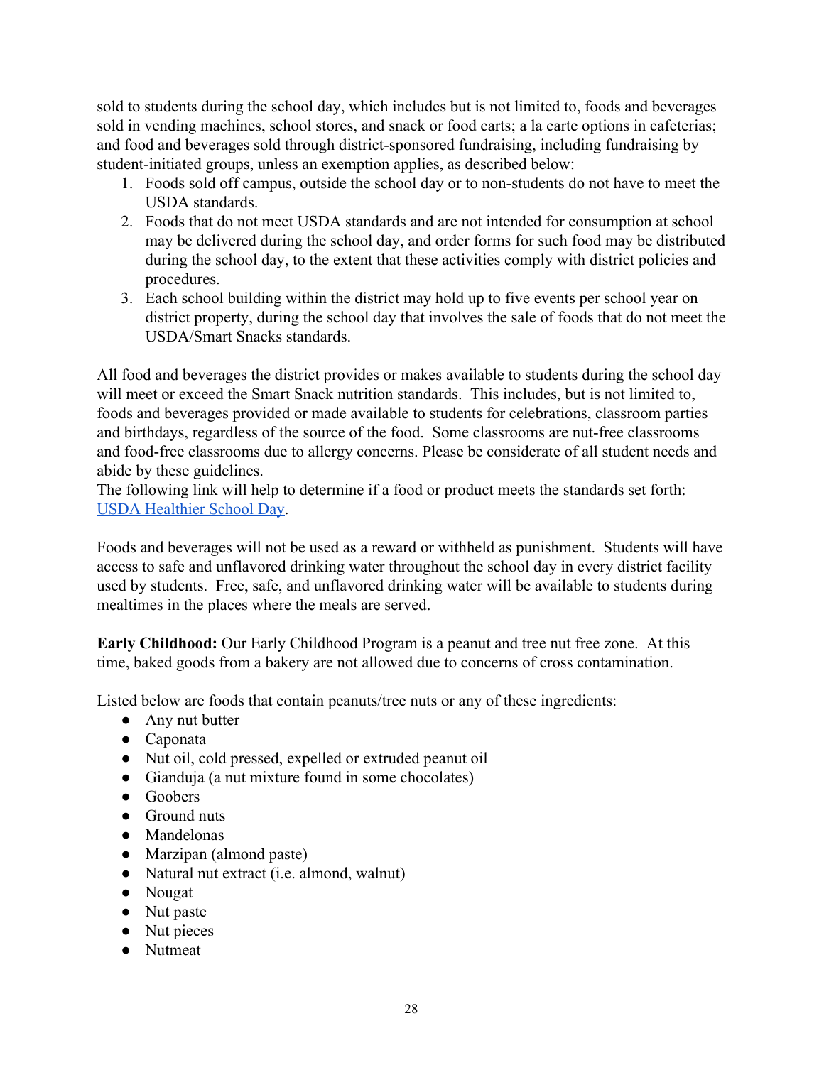sold to students during the school day, which includes but is not limited to, foods and beverages sold in vending machines, school stores, and snack or food carts; a la carte options in cafeterias; and food and beverages sold through district-sponsored fundraising, including fundraising by student-initiated groups, unless an exemption applies, as described below:

1. Foods sold off campus, outside the school day or to non-students do not have to meet the USDA standards.
2. Foods that do not meet USDA standards and are not intended for consumption at school may be delivered during the school day, and order forms for such food may be distributed during the school day, to the extent that these activities comply with district policies and procedures.
3. Each school building within the district may hold up to five events per school year on district property, during the school day that involves the sale of foods that do not meet the USDA/Smart Snacks standards.

All food and beverages the district provides or makes available to students during the school day will meet or exceed the Smart Snack nutrition standards. This includes, but is not limited to, foods and beverages provided or made available to students for celebrations, classroom parties and birthdays, regardless of the source of the food. Some classrooms are nut-free classrooms and food-free classrooms due to allergy concerns. Please be considerate of all student needs and abide by these guidelines.
The following link will help to determine if a food or product meets the standards set forth: USDA Healthier School Day.

Foods and beverages will not be used as a reward or withheld as punishment. Students will have access to safe and unflavored drinking water throughout the school day in every district facility used by students. Free, safe, and unflavored drinking water will be available to students during mealtimes in the places where the meals are served.

**Early Childhood:** Our Early Childhood Program is a peanut and tree nut free zone. At this time, baked goods from a bakery are not allowed due to concerns of cross contamination.

Listed below are foods that contain peanuts/tree nuts or any of these ingredients:

- Any nut butter
- Caponata
- Nut oil, cold pressed, expelled or extruded peanut oil
- Gianduja (a nut mixture found in some chocolates)
- Goobers
- Ground nuts
- Mandelonas
- Marzipan (almond paste)
- Natural nut extract (i.e. almond, walnut)
- Nougat
- Nut paste
- Nut pieces
- Nutmeat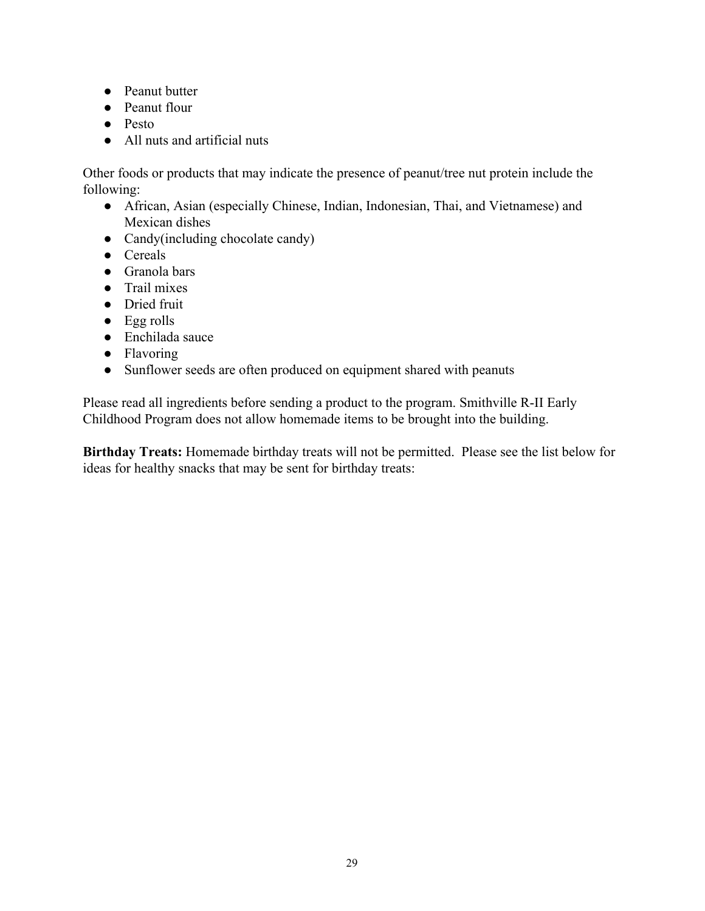- Peanut butter
- Peanut flour
- Pesto
- All nuts and artificial nuts

Other foods or products that may indicate the presence of peanut/tree nut protein include the following:

- African, Asian (especially Chinese, Indian, Indonesian, Thai, and Vietnamese) and Mexican dishes
- Candy(including chocolate candy)
- Cereals
- Granola bars
- Trail mixes
- Dried fruit
- Egg rolls
- Enchilada sauce
- Flavoring
- Sunflower seeds are often produced on equipment shared with peanuts

Please read all ingredients before sending a product to the program. Smithville R-II Early Childhood Program does not allow homemade items to be brought into the building.

**Birthday Treats:** Homemade birthday treats will not be permitted. Please see the list below for ideas for healthy snacks that may be sent for birthday treats: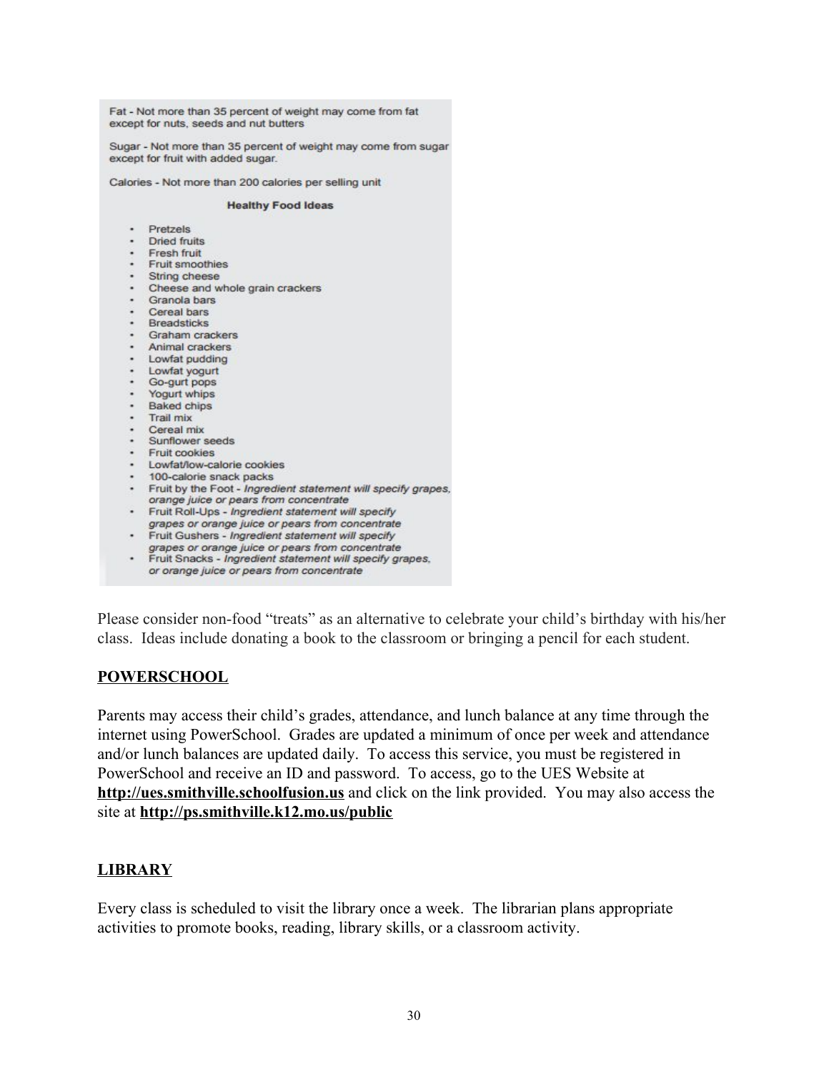Fat - Not more than 35 percent of weight may come from fat except for nuts, seeds and nut butters

Sugar - Not more than 35 percent of weight may come from sugar except for fruit with added sugar.

Calories - Not more than 200 calories per selling unit

**Healthy Food Ideas**

- Pretzels
- Dried fruits
- Fresh fruit
- Fruit smoothies
- String cheese
- Cheese and whole grain crackers
- Granola bars
- Cereal bars
- Breadsticks
- Graham crackers
- Animal crackers
- Lowfat pudding
- Lowfat yogurt
- Go-gurt pops
- Yogurt whips
- Baked chips
- Trail mix
- Cereal mix
- Sunflower seeds
- Fruit cookies
- Lowfat/low-calorie cookies
- 100-calorie snack packs
- Fruit by the Foot - *Ingredient statement will specify grapes, orange juice or pears from concentrate*
- Fruit Roll-Ups - *Ingredient statement will specify grapes or orange juice or pears from concentrate*
- Fruit Gushers - *Ingredient statement will specify grapes or orange juice or pears from concentrate*
- Fruit Snacks - *Ingredient statement will specify grapes, or orange juice or pears from concentrate*

Please consider non-food "treats" as an alternative to celebrate your child's birthday with his/her class. Ideas include donating a book to the classroom or bringing a pencil for each student.

## POWERSCHOOL

Parents may access their child's grades, attendance, and lunch balance at any time through the internet using PowerSchool. Grades are updated a minimum of once per week and attendance and/or lunch balances are updated daily. To access this service, you must be registered in PowerSchool and receive an ID and password. To access, go to the UES Website at **http://ues.smithville.schoolfusion.us** and click on the link provided. You may also access the site at **http://ps.smithville.k12.mo.us/public**

## LIBRARY

Every class is scheduled to visit the library once a week. The librarian plans appropriate activities to promote books, reading, library skills, or a classroom activity.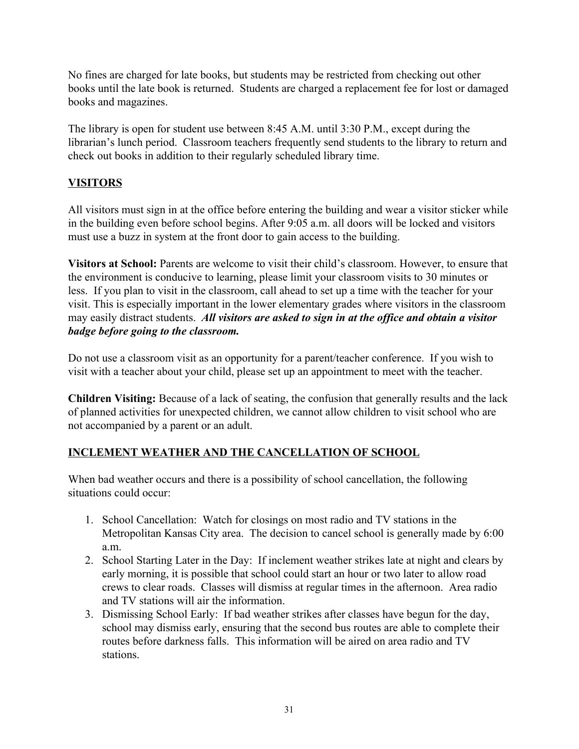No fines are charged for late books, but students may be restricted from checking out other books until the late book is returned.  Students are charged a replacement fee for lost or damaged books and magazines.

The library is open for student use between 8:45 A.M. until 3:30 P.M., except during the librarian's lunch period.  Classroom teachers frequently send students to the library to return and check out books in addition to their regularly scheduled library time.

## VISITORS

All visitors must sign in at the office before entering the building and wear a visitor sticker while in the building even before school begins. After 9:05 a.m. all doors will be locked and visitors must use a buzz in system at the front door to gain access to the building.

**Visitors at School:** Parents are welcome to visit their child's classroom. However, to ensure that the environment is conducive to learning, please limit your classroom visits to 30 minutes or less.  If you plan to visit in the classroom, call ahead to set up a time with the teacher for your visit. This is especially important in the lower elementary grades where visitors in the classroom may easily distract students.  ***All visitors are asked to sign in at the office and obtain a visitor badge before going to the classroom.***

Do not use a classroom visit as an opportunity for a parent/teacher conference.  If you wish to visit with a teacher about your child, please set up an appointment to meet with the teacher.

**Children Visiting:** Because of a lack of seating, the confusion that generally results and the lack of planned activities for unexpected children, we cannot allow children to visit school who are not accompanied by a parent or an adult.

## INCLEMENT WEATHER AND THE CANCELLATION OF SCHOOL

When bad weather occurs and there is a possibility of school cancellation, the following situations could occur:

1. School Cancellation:  Watch for closings on most radio and TV stations in the Metropolitan Kansas City area.  The decision to cancel school is generally made by 6:00 a.m.
2. School Starting Later in the Day:  If inclement weather strikes late at night and clears by early morning, it is possible that school could start an hour or two later to allow road crews to clear roads.  Classes will dismiss at regular times in the afternoon.  Area radio and TV stations will air the information.
3. Dismissing School Early:  If bad weather strikes after classes have begun for the day, school may dismiss early, ensuring that the second bus routes are able to complete their routes before darkness falls.  This information will be aired on area radio and TV stations.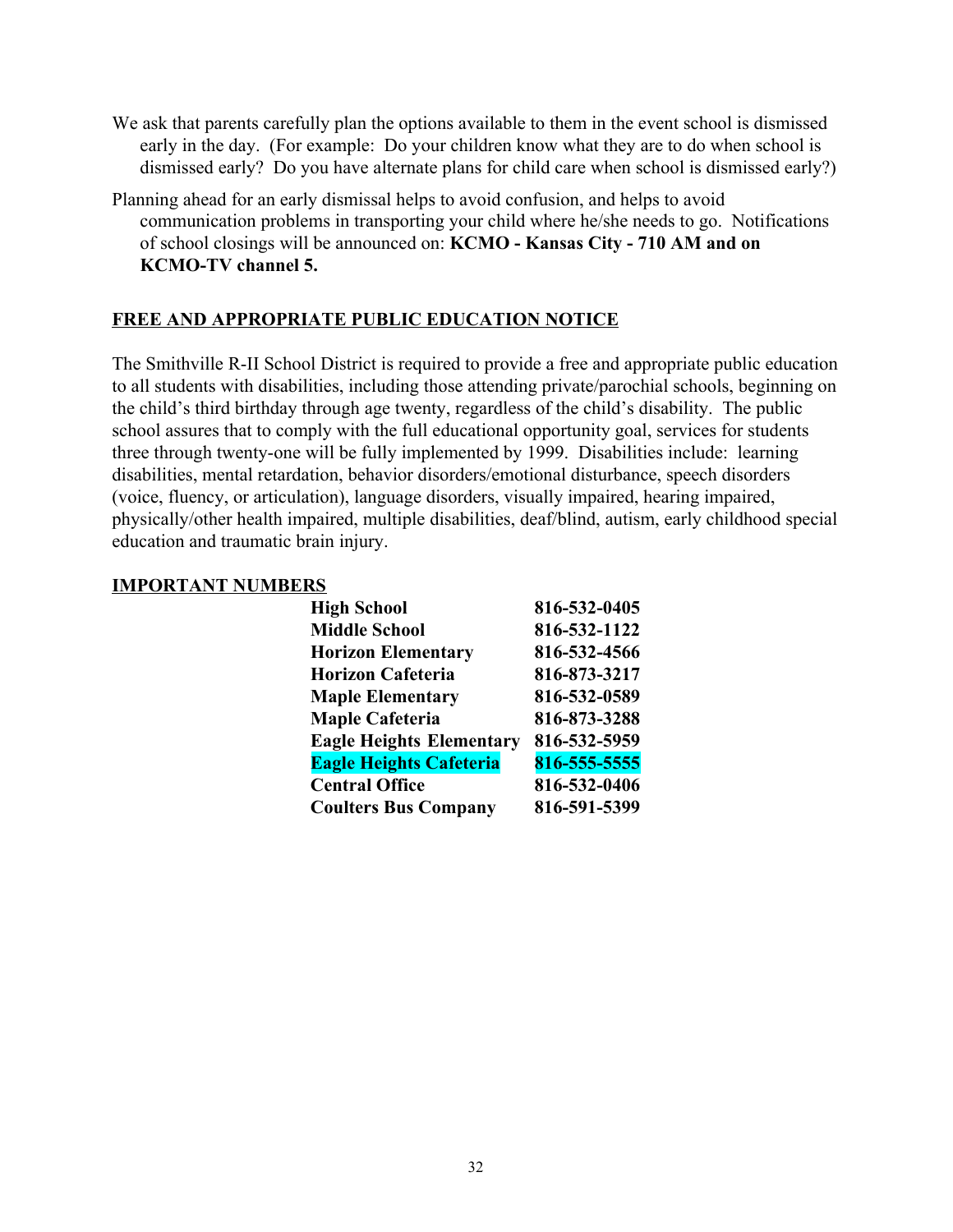We ask that parents carefully plan the options available to them in the event school is dismissed early in the day. (For example: Do your children know what they are to do when school is dismissed early? Do you have alternate plans for child care when school is dismissed early?)

Planning ahead for an early dismissal helps to avoid confusion, and helps to avoid communication problems in transporting your child where he/she needs to go. Notifications of school closings will be announced on: **KCMO - Kansas City - 710 AM and on KCMO-TV channel 5.**

## FREE AND APPROPRIATE PUBLIC EDUCATION NOTICE

The Smithville R-II School District is required to provide a free and appropriate public education to all students with disabilities, including those attending private/parochial schools, beginning on the child's third birthday through age twenty, regardless of the child's disability. The public school assures that to comply with the full educational opportunity goal, services for students three through twenty-one will be fully implemented by 1999. Disabilities include: learning disabilities, mental retardation, behavior disorders/emotional disturbance, speech disorders (voice, fluency, or articulation), language disorders, visually impaired, hearing impaired, physically/other health impaired, multiple disabilities, deaf/blind, autism, early childhood special education and traumatic brain injury.

## IMPORTANT NUMBERS

| | |
|---|---|
| **High School** | **816-532-0405** |
| **Middle School** | **816-532-1122** |
| **Horizon Elementary** | **816-532-4566** |
| **Horizon Cafeteria** | **816-873-3217** |
| **Maple Elementary** | **816-532-0589** |
| **Maple Cafeteria** | **816-873-3288** |
| **Eagle Heights Elementary** | **816-532-5959** |
| **Eagle Heights Cafeteria** | **816-555-5555** |
| **Central Office** | **816-532-0406** |
| **Coulters Bus Company** | **816-591-5399** |